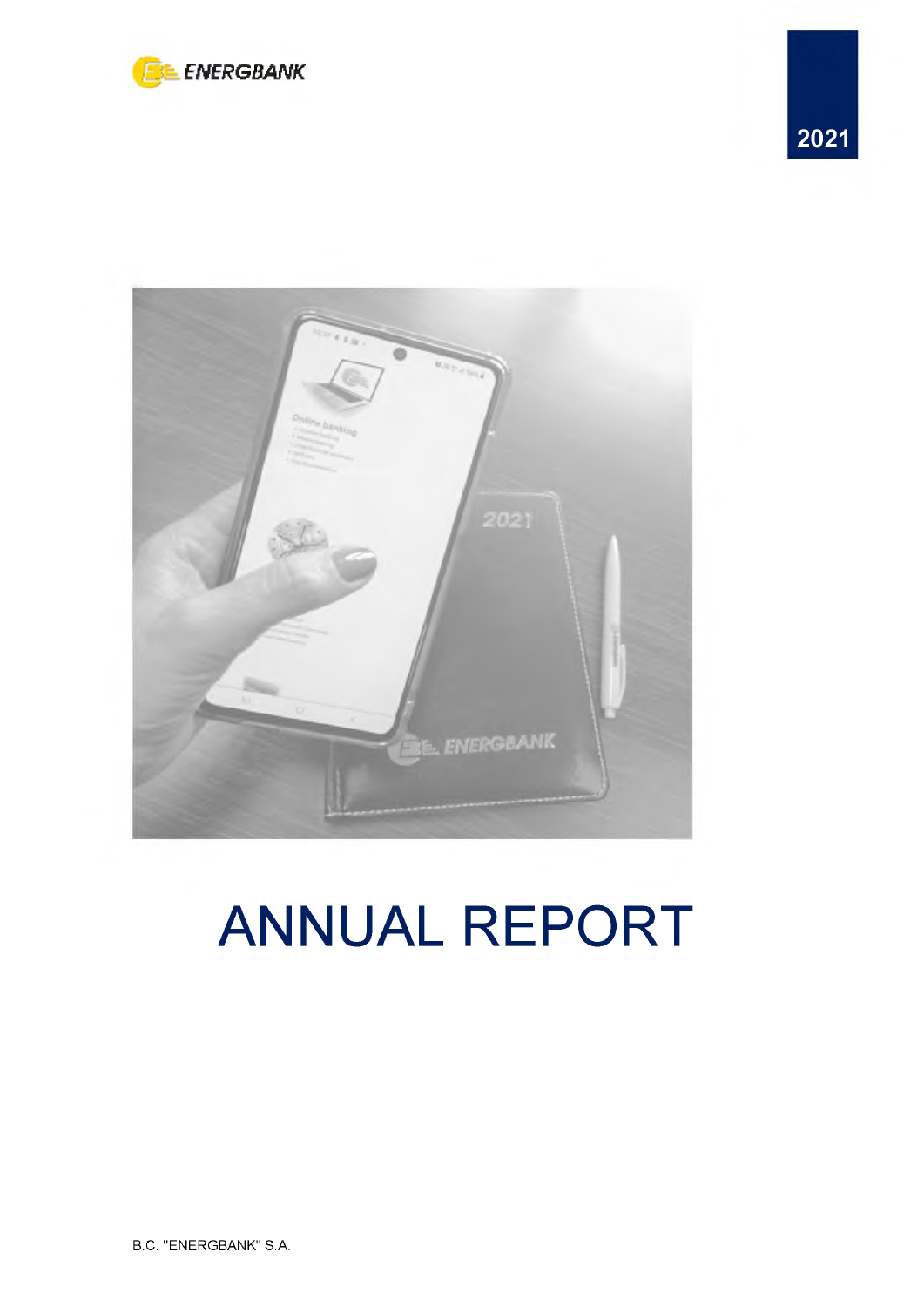ENERGBANK

2021

# ANNUAL REPORT

B.C. "ENERGBANK" S.A.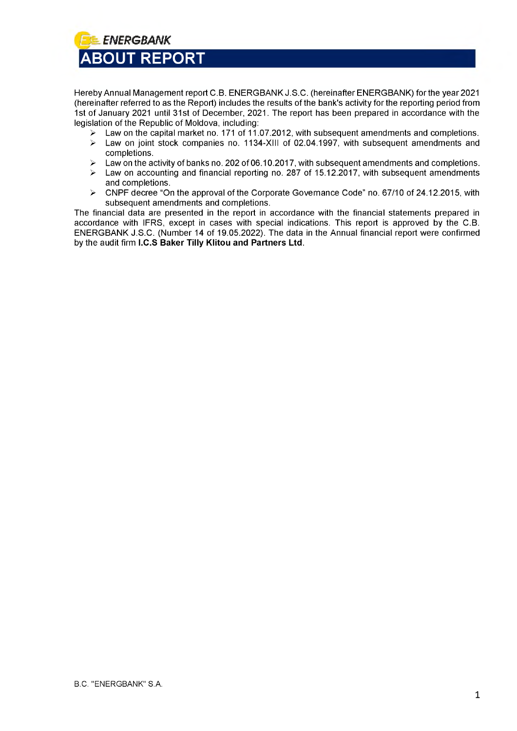# ABOUT REPORT

Hereby Annual Management report C.B. ENERGBANK J.S.C. (hereinafter ENERGBANK) for the year 2021 (hereinafter referred to as the Report) includes the results of the bank's activity for the reporting period from 1st of January 2021 until 31st of December, 2021. The report has been prepared in accordance with the legislation of the Republic of Moldova, including:

- Law on the capital market no. 171 of 11.07.2012, with subsequent amendments and completions.
- Law on joint stock companies no. 1134-XIII of 02.04.1997, with subsequent amendments and completions.
- Law on the activity of banks no. 202 of 06.10.2017, with subsequent amendments and completions.
- Law on accounting and financial reporting no. 287 of 15.12.2017, with subsequent amendments and completions.
- CNPF decree "On the approval of the Corporate Governance Code" no. 67/10 of 24.12.2015, with subsequent amendments and completions.

The financial data are presented in the report in accordance with the financial statements prepared in accordance with IFRS, except in cases with special indications. This report is approved by the C.B. ENERGBANK J.S.C. (Number 14 of 19.05.2022). The data in the Annual financial report were confirmed by the audit firm **I.C.S Baker Tilly Klitou and Partners Ltd**.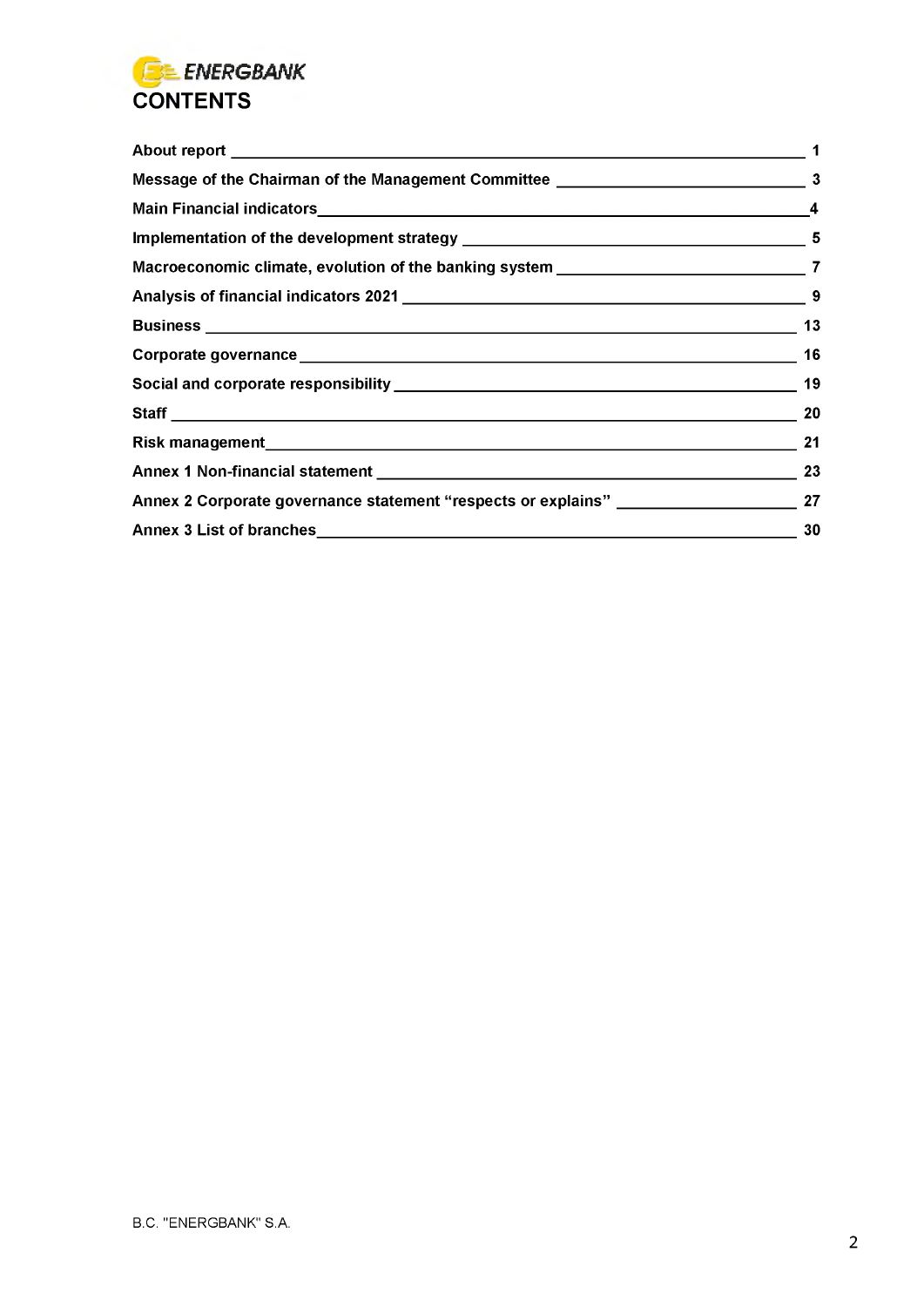# CONTENTS

| Section | Page |
|---|---|
| About report | 1 |
| Message of the Chairman of the Management Committee | 3 |
| Main Financial indicators | 4 |
| Implementation of the development strategy | 5 |
| Macroeconomic climate, evolution of the banking system | 7 |
| Analysis of financial indicators 2021 | 9 |
| Business | 13 |
| Corporate governance | 16 |
| Social and corporate responsibility | 19 |
| Staff | 20 |
| Risk management | 21 |
| Annex 1 Non-financial statement | 23 |
| Annex 2 Corporate governance statement “respects or explains” | 27 |
| Annex 3 List of branches | 30 |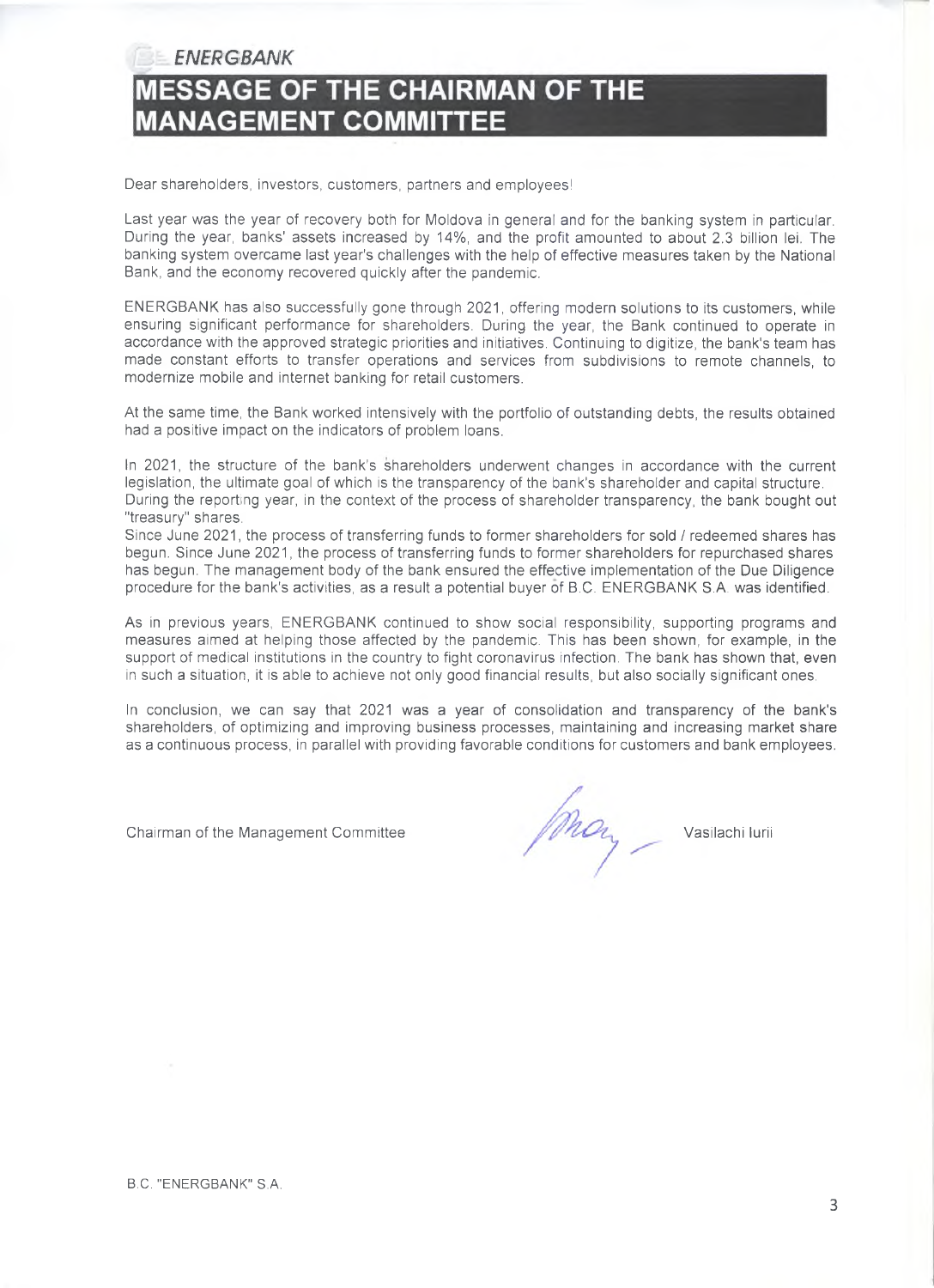# MESSAGE OF THE CHAIRMAN OF THE MANAGEMENT COMMITTEE

Dear shareholders, investors, customers, partners and employees!

Last year was the year of recovery both for Moldova in general and for the banking system in particular. During the year, banks' assets increased by 14%, and the profit amounted to about 2.3 billion lei. The banking system overcame last year's challenges with the help of effective measures taken by the National Bank, and the economy recovered quickly after the pandemic.

ENERGBANK has also successfully gone through 2021, offering modern solutions to its customers, while ensuring significant performance for shareholders. During the year, the Bank continued to operate in accordance with the approved strategic priorities and initiatives. Continuing to digitize, the bank's team has made constant efforts to transfer operations and services from subdivisions to remote channels, to modernize mobile and internet banking for retail customers.

At the same time, the Bank worked intensively with the portfolio of outstanding debts, the results obtained had a positive impact on the indicators of problem loans.

In 2021, the structure of the bank's shareholders underwent changes in accordance with the current legislation, the ultimate goal of which is the transparency of the bank's shareholder and capital structure.
During the reporting year, in the context of the process of shareholder transparency, the bank bought out "treasury" shares.
Since June 2021, the process of transferring funds to former shareholders for sold / redeemed shares has begun. Since June 2021, the process of transferring funds to former shareholders for repurchased shares has begun. The management body of the bank ensured the effective implementation of the Due Diligence procedure for the bank's activities, as a result a potential buyer of B.C. ENERGBANK S.A. was identified.

As in previous years, ENERGBANK continued to show social responsibility, supporting programs and measures aimed at helping those affected by the pandemic. This has been shown, for example, in the support of medical institutions in the country to fight coronavirus infection. The bank has shown that, even in such a situation, it is able to achieve not only good financial results, but also socially significant ones.

In conclusion, we can say that 2021 was a year of consolidation and transparency of the bank's shareholders, of optimizing and improving business processes, maintaining and increasing market share as a continuous process, in parallel with providing favorable conditions for customers and bank employees.

Chairman of the Management Committee — Vasilachi Iurii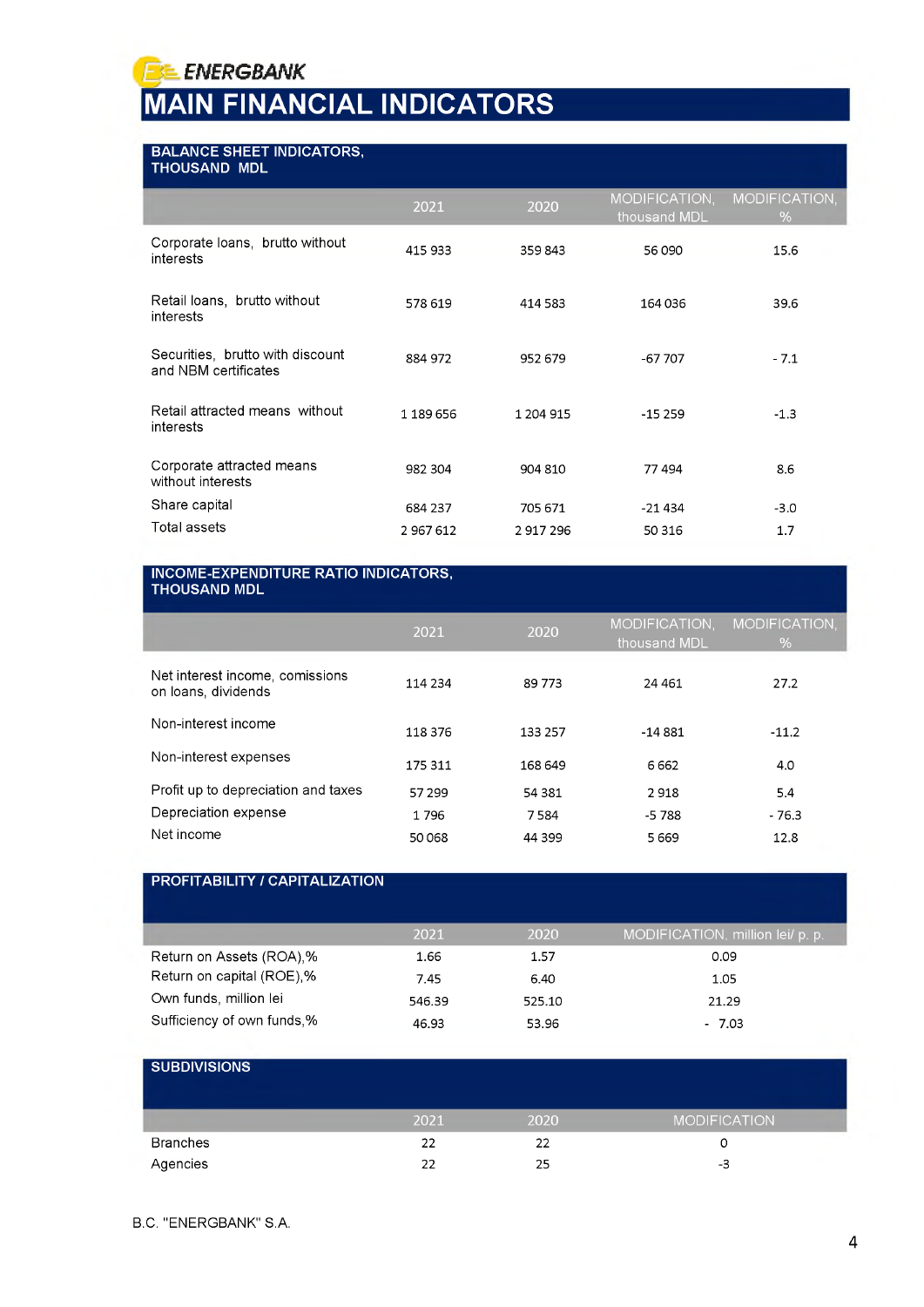ENERGBANK

# MAIN FINANCIAL INDICATORS

## BALANCE SHEET INDICATORS, THOUSAND MDL

| | 2021 | 2020 | MODIFICATION, thousand MDL | MODIFICATION, % |
|---|---|---|---|---|
| Corporate loans, brutto without interests | 415 933 | 359 843 | 56 090 | 15.6 |
| Retail loans, brutto without interests | 578 619 | 414 583 | 164 036 | 39.6 |
| Securities, brutto with discount and NBM certificates | 884 972 | 952 679 | -67 707 | - 7.1 |
| Retail attracted means without interests | 1 189 656 | 1 204 915 | -15 259 | -1.3 |
| Corporate attracted means without interests | 982 304 | 904 810 | 77 494 | 8.6 |
| Share capital | 684 237 | 705 671 | -21 434 | -3.0 |
| Total assets | 2 967 612 | 2 917 296 | 50 316 | 1.7 |

## INCOME-EXPENDITURE RATIO INDICATORS, THOUSAND MDL

| | 2021 | 2020 | MODIFICATION, thousand MDL | MODIFICATION, % |
|---|---|---|---|---|
| Net interest income, comissions on loans, dividends | 114 234 | 89 773 | 24 461 | 27.2 |
| Non-interest income | 118 376 | 133 257 | -14 881 | -11.2 |
| Non-interest expenses | 175 311 | 168 649 | 6 662 | 4.0 |
| Profit up to depreciation and taxes | 57 299 | 54 381 | 2 918 | 5.4 |
| Depreciation expense | 1 796 | 7 584 | -5 788 | - 76.3 |
| Net income | 50 068 | 44 399 | 5 669 | 12.8 |

## PROFITABILITY / CAPITALIZATION

| | 2021 | 2020 | MODIFICATION, million lei/ p. p. |
|---|---|---|---|
| Return on Assets (ROA),% | 1.66 | 1.57 | 0.09 |
| Return on capital (ROE),% | 7.45 | 6.40 | 1.05 |
| Own funds, million lei | 546.39 | 525.10 | 21.29 |
| Sufficiency of own funds,% | 46.93 | 53.96 | - 7.03 |

## SUBDIVISIONS

| | 2021 | 2020 | MODIFICATION |
|---|---|---|---|
| Branches | 22 | 22 | 0 |
| Agencies | 22 | 25 | -3 |

B.C. "ENERGBANK" S.A.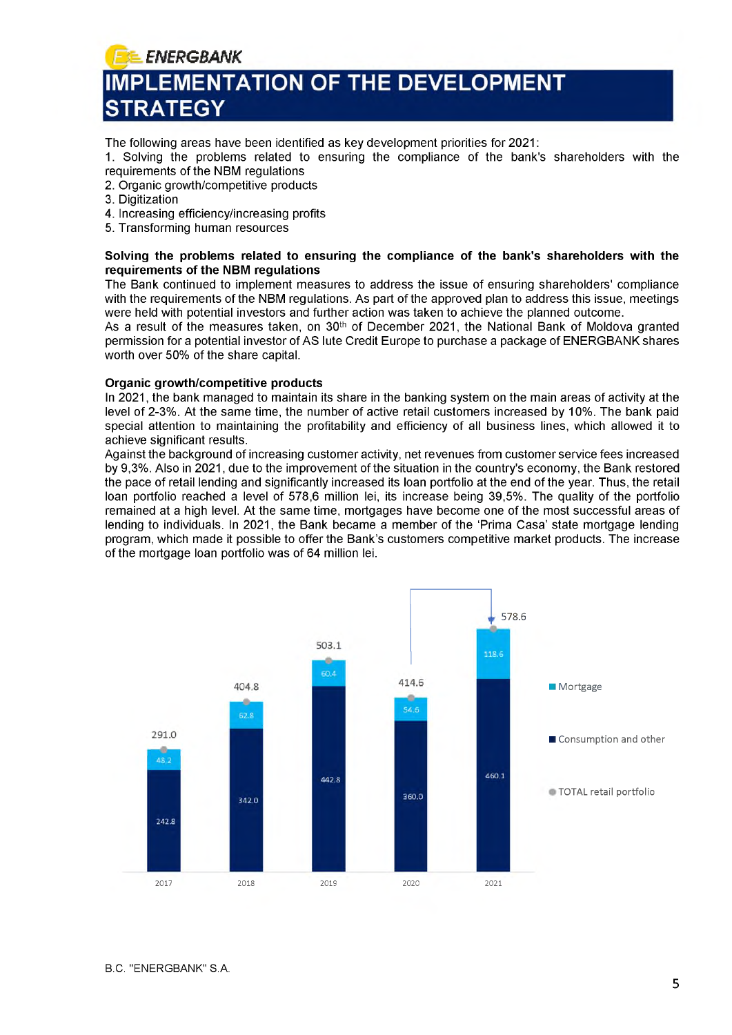# IMPLEMENTATION OF THE DEVELOPMENT STRATEGY

The following areas have been identified as key development priorities for 2021:

1. Solving the problems related to ensuring the compliance of the bank's shareholders with the requirements of the NBM regulations
2. Organic growth/competitive products
3. Digitization
4. Increasing efficiency/increasing profits
5. Transforming human resources

**Solving the problems related to ensuring the compliance of the bank's shareholders with the requirements of the NBM regulations**

The Bank continued to implement measures to address the issue of ensuring shareholders' compliance with the requirements of the NBM regulations. As part of the approved plan to address this issue, meetings were held with potential investors and further action was taken to achieve the planned outcome.

As a result of the measures taken, on 30th of December 2021, the National Bank of Moldova granted permission for a potential investor of AS Iute Credit Europe to purchase a package of ENERGBANK shares worth over 50% of the share capital.

**Organic growth/competitive products**

In 2021, the bank managed to maintain its share in the banking system on the main areas of activity at the level of 2-3%. At the same time, the number of active retail customers increased by 10%. The bank paid special attention to maintaining the profitability and efficiency of all business lines, which allowed it to achieve significant results.

Against the background of increasing customer activity, net revenues from customer service fees increased by 9,3%. Also in 2021, due to the improvement of the situation in the country's economy, the Bank restored the pace of retail lending and significantly increased its loan portfolio at the end of the year. Thus, the retail loan portfolio reached a level of 578,6 million lei, its increase being 39,5%. The quality of the portfolio remained at a high level. At the same time, mortgages have become one of the most successful areas of lending to individuals. In 2021, the Bank became a member of the 'Prima Casa' state mortgage lending program, which made it possible to offer the Bank's customers competitive market products. The increase of the mortgage loan portfolio was of 64 million lei.

| Year | Consumption and other | Mortgage | TOTAL retail portfolio |
|---|---|---|---|
| 2017 | 242.8 | 48.2 | 291.0 |
| 2018 | 342.0 | 62.8 | 404.8 |
| 2019 | 442.8 | 60.4 | 503.1 |
| 2020 | 360.0 | 54.6 | 414.6 |
| 2021 | 460.1 | 118.6 | 578.6 |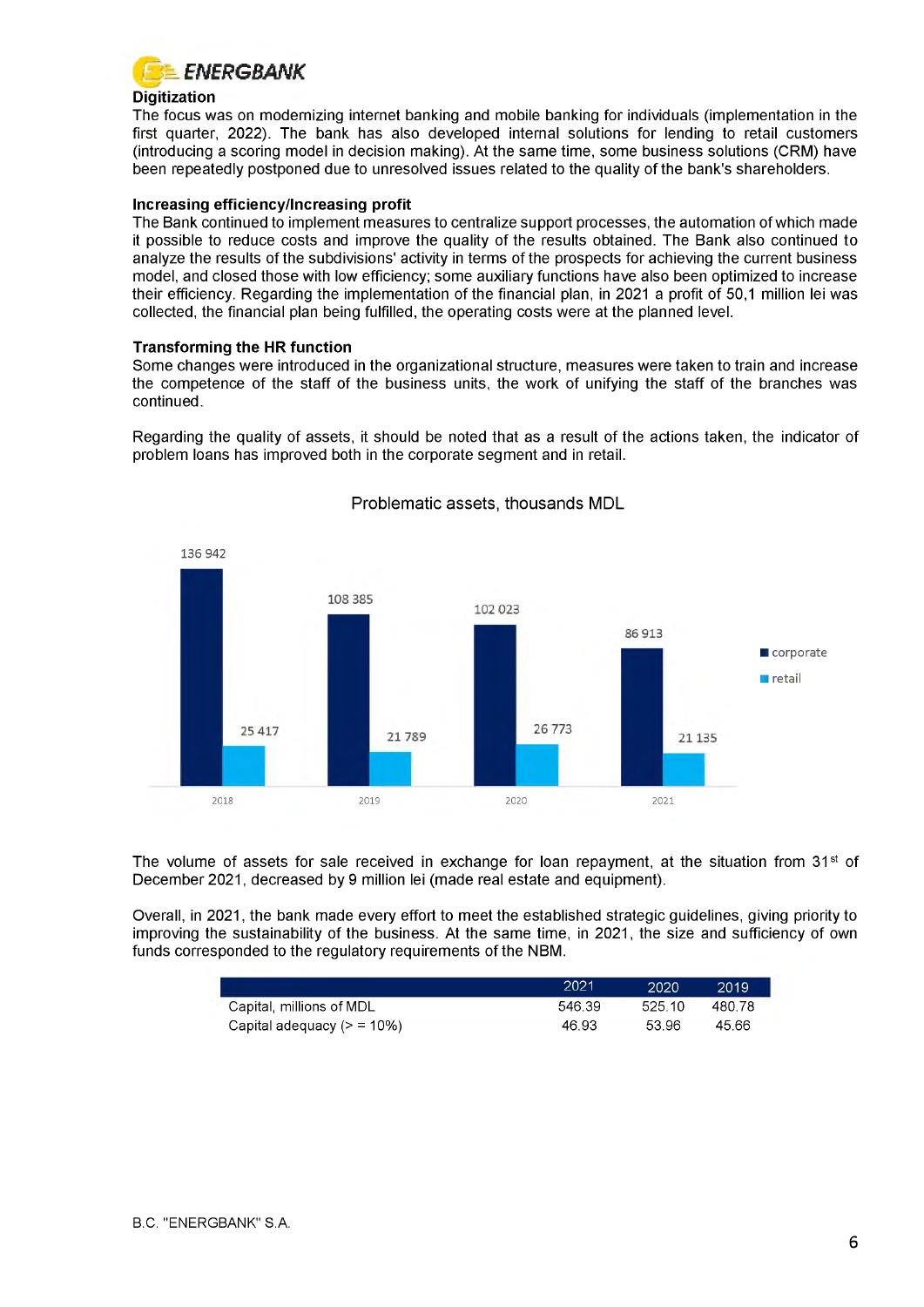## Digitization

The focus was on modernizing internet banking and mobile banking for individuals (implementation in the first quarter, 2022). The bank has also developed internal solutions for lending to retail customers (introducing a scoring model in decision making). At the same time, some business solutions (CRM) have been repeatedly postponed due to unresolved issues related to the quality of the bank's shareholders.

## Increasing efficiency/Increasing profit

The Bank continued to implement measures to centralize support processes, the automation of which made it possible to reduce costs and improve the quality of the results obtained. The Bank also continued to analyze the results of the subdivisions' activity in terms of the prospects for achieving the current business model, and closed those with low efficiency; some auxiliary functions have also been optimized to increase their efficiency. Regarding the implementation of the financial plan, in 2021 a profit of 50,1 million lei was collected, the financial plan being fulfilled, the operating costs were at the planned level.

## Transforming the HR function

Some changes were introduced in the organizational structure, measures were taken to train and increase the competence of the staff of the business units, the work of unifying the staff of the branches was continued.

Regarding the quality of assets, it should be noted that as a result of the actions taken, the indicator of problem loans has improved both in the corporate segment and in retail.

Problematic assets, thousands MDL

| | 2018 | 2019 | 2020 | 2021 |
|---|---|---|---|---|
| corporate | 136 942 | 108 385 | 102 023 | 86 913 |
| retail | 25 417 | 21 789 | 26 773 | 21 135 |

The volume of assets for sale received in exchange for loan repayment, at the situation from 31st of December 2021, decreased by 9 million lei (made real estate and equipment).

Overall, in 2021, the bank made every effort to meet the established strategic guidelines, giving priority to improving the sustainability of the business. At the same time, in 2021, the size and sufficiency of own funds corresponded to the regulatory requirements of the NBM.

| | 2021 | 2020 | 2019 |
|---|---|---|---|
| Capital, millions of MDL | 546.39 | 525.10 | 480.78 |
| Capital adequacy (> = 10%) | 46.93 | 53.96 | 45.66 |

B.C. "ENERGBANK" S.A.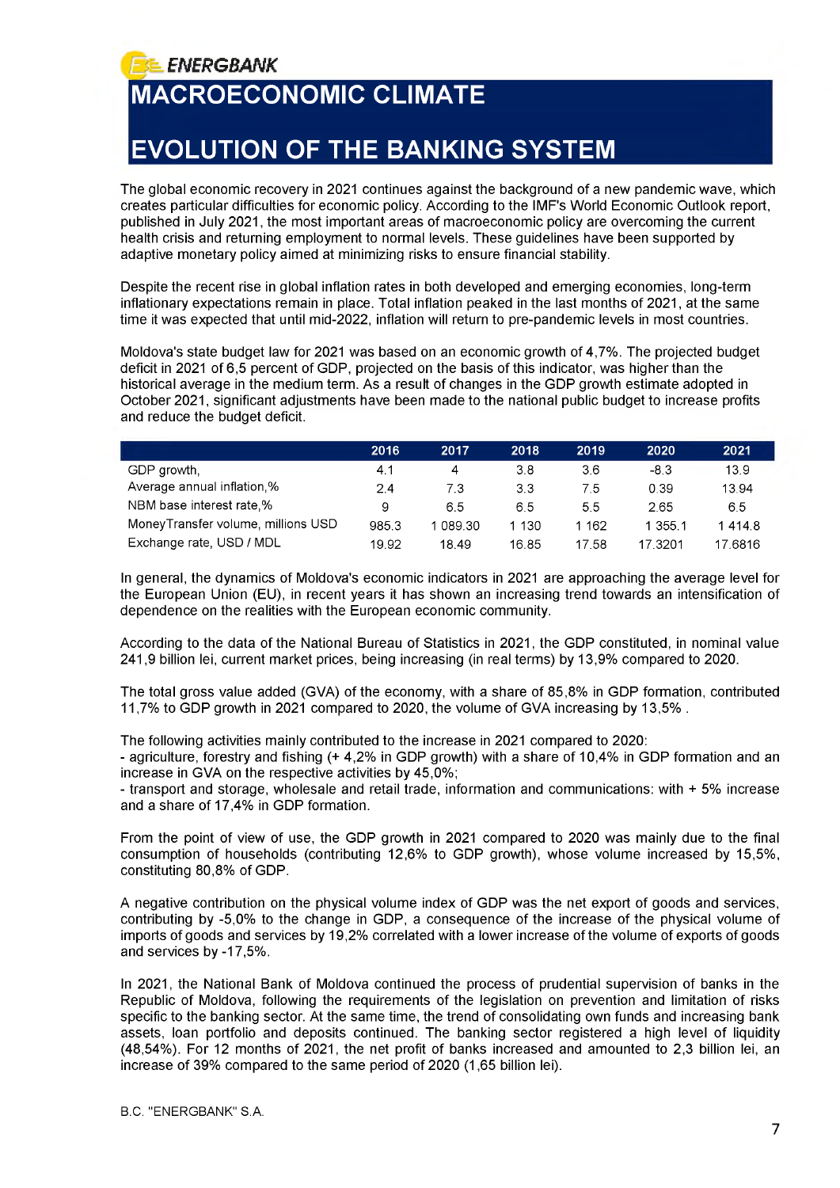# MACROECONOMIC CLIMATE

# EVOLUTION OF THE BANKING SYSTEM

The global economic recovery in 2021 continues against the background of a new pandemic wave, which creates particular difficulties for economic policy. According to the IMF's World Economic Outlook report, published in July 2021, the most important areas of macroeconomic policy are overcoming the current health crisis and returning employment to normal levels. These guidelines have been supported by adaptive monetary policy aimed at minimizing risks to ensure financial stability.

Despite the recent rise in global inflation rates in both developed and emerging economies, long-term inflationary expectations remain in place. Total inflation peaked in the last months of 2021, at the same time it was expected that until mid-2022, inflation will return to pre-pandemic levels in most countries.

Moldova's state budget law for 2021 was based on an economic growth of 4,7%. The projected budget deficit in 2021 of 6,5 percent of GDP, projected on the basis of this indicator, was higher than the historical average in the medium term. As a result of changes in the GDP growth estimate adopted in October 2021, significant adjustments have been made to the national public budget to increase profits and reduce the budget deficit.

| | 2016 | 2017 | 2018 | 2019 | 2020 | 2021 |
|---|---|---|---|---|---|---|
| GDP growth, | 4.1 | 4 | 3.8 | 3.6 | -8.3 | 13.9 |
| Average annual inflation,% | 2.4 | 7.3 | 3.3 | 7.5 | 0.39 | 13.94 |
| NBM base interest rate,% | 9 | 6.5 | 6.5 | 5.5 | 2.65 | 6.5 |
| MoneyTransfer volume, millions USD | 985.3 | 1 089.30 | 1 130 | 1 162 | 1 355.1 | 1 414.8 |
| Exchange rate, USD / MDL | 19.92 | 18.49 | 16.85 | 17.58 | 17.3201 | 17.6816 |

In general, the dynamics of Moldova's economic indicators in 2021 are approaching the average level for the European Union (EU), in recent years it has shown an increasing trend towards an intensification of dependence on the realities with the European economic community.

According to the data of the National Bureau of Statistics in 2021, the GDP constituted, in nominal value 241,9 billion lei, current market prices, being increasing (in real terms) by 13,9% compared to 2020.

The total gross value added (GVA) of the economy, with a share of 85,8% in GDP formation, contributed 11,7% to GDP growth in 2021 compared to 2020, the volume of GVA increasing by 13,5% .

The following activities mainly contributed to the increase in 2021 compared to 2020:
- agriculture, forestry and fishing (+ 4,2% in GDP growth) with a share of 10,4% in GDP formation and an increase in GVA on the respective activities by 45,0%;
- transport and storage, wholesale and retail trade, information and communications: with + 5% increase and a share of 17,4% in GDP formation.

From the point of view of use, the GDP growth in 2021 compared to 2020 was mainly due to the final consumption of households (contributing 12,6% to GDP growth), whose volume increased by 15,5%, constituting 80,8% of GDP.

A negative contribution on the physical volume index of GDP was the net export of goods and services, contributing by -5,0% to the change in GDP, a consequence of the increase of the physical volume of imports of goods and services by 19,2% correlated with a lower increase of the volume of exports of goods and services by -17,5%.

In 2021, the National Bank of Moldova continued the process of prudential supervision of banks in the Republic of Moldova, following the requirements of the legislation on prevention and limitation of risks specific to the banking sector. At the same time, the trend of consolidating own funds and increasing bank assets, loan portfolio and deposits continued. The banking sector registered a high level of liquidity (48,54%). For 12 months of 2021, the net profit of banks increased and amounted to 2,3 billion lei, an increase of 39% compared to the same period of 2020 (1,65 billion lei).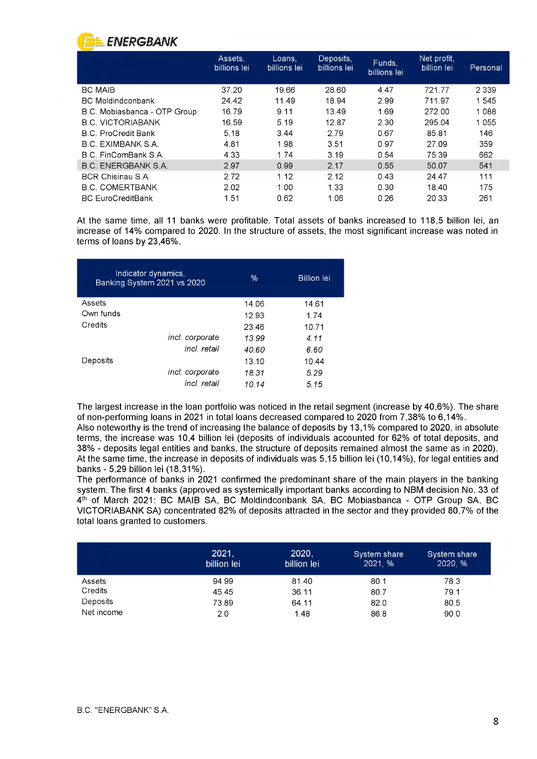| | Assets, billions lei | Loans, billions lei | Deposits, billions lei | Funds, billions lei | Net profit, billion lei | Personal |
|---|---|---|---|---|---|---|
| BC MAIB | 37.20 | 19.66 | 28.60 | 4.47 | 721.77 | 2 339 |
| BC Moldindconbank | 24.42 | 11.49 | 18.94 | 2.99 | 711.97 | 1 545 |
| B.C. Mobiasbanca - OTP Group | 16.79 | 9.11 | 13.49 | 1.69 | 272.00 | 1 088 |
| B.C. VICTORIABANK | 16.59 | 5.19 | 12.87 | 2.30 | 295.04 | 1 055 |
| B.C. ProCredit Bank | 5.18 | 3.44 | 2.79 | 0.67 | 85.81 | 146 |
| B.C. EXIMBANK S.A. | 4.81 | 1.98 | 3.51 | 0.97 | 27.09 | 359 |
| B.C. FinComBank S.A. | 4.33 | 1.74 | 3.19 | 0.54 | 75.39 | 662 |
| B.C. ENERGBANK S.A. | 2.97 | 0.99 | 2.17 | 0.55 | 50.07 | 541 |
| BCR Chisinau S.A. | 2.72 | 1.12 | 2.12 | 0.43 | 24.47 | 111 |
| B.C. COMERTBANK | 2.02 | 1.00 | 1.33 | 0.30 | 18.40 | 175 |
| BC EuroCreditBank | 1.51 | 0.62 | 1.06 | 0.26 | 20.33 | 261 |

At the same time, all 11 banks were profitable. Total assets of banks increased to 118,5 billion lei, an increase of 14% compared to 2020. In the structure of assets, the most significant increase was noted in terms of loans by 23,46%.

| Indicator dynamics, Banking System 2021 vs 2020 | % | Billion lei |
|---|---|---|
| Assets | 14.06 | 14.61 |
| Own funds | 12.93 | 1.74 |
| Credits | 23.46 | 10.71 |
| *incl. corporate* | *13.99* | *4.11* |
| *incl. retail* | *40.60* | *6.60* |
| Deposits | 13.10 | 10.44 |
| *incl. corporate* | *18.31* | *5.29* |
| *incl. retail* | *10.14* | *5.15* |

The largest increase in the loan portfolio was noticed in the retail segment (increase by 40,6%). The share of non-performing loans in 2021 in total loans decreased compared to 2020 from 7,38% to 6,14%.
Also noteworthy is the trend of increasing the balance of deposits by 13,1% compared to 2020, in absolute terms, the increase was 10,4 billion lei (deposits of individuals accounted for 62% of total deposits, and 38% - deposits legal entities and banks, the structure of deposits remained almost the same as in 2020). At the same time, the increase in deposits of individuals was 5,15 billion lei (10,14%), for legal entities and banks - 5,29 billion lei (18,31%).
The performance of banks in 2021 confirmed the predominant share of the main players in the banking system. The first 4 banks (approved as systemically important banks according to NBM decision No. 33 of 4th of March 2021: BC MAIB SA, BC Moldindconbank SA, BC Mobiasbanca - OTP Group SA, BC VICTORIABANK SA) concentrated 82% of deposits attracted in the sector and they provided 80,7% of the total loans granted to customers.

| | 2021, billion lei | 2020, billion lei | System share 2021, % | System share 2020, % |
|---|---|---|---|---|
| Assets | 94.99 | 81.40 | 80.1 | 78.3 |
| Credits | 45.45 | 36.11 | 80.7 | 79.1 |
| Deposits | 73.89 | 64.11 | 82.0 | 80.5 |
| Net income | 2.0 | 1.48 | 86.8 | 90.0 |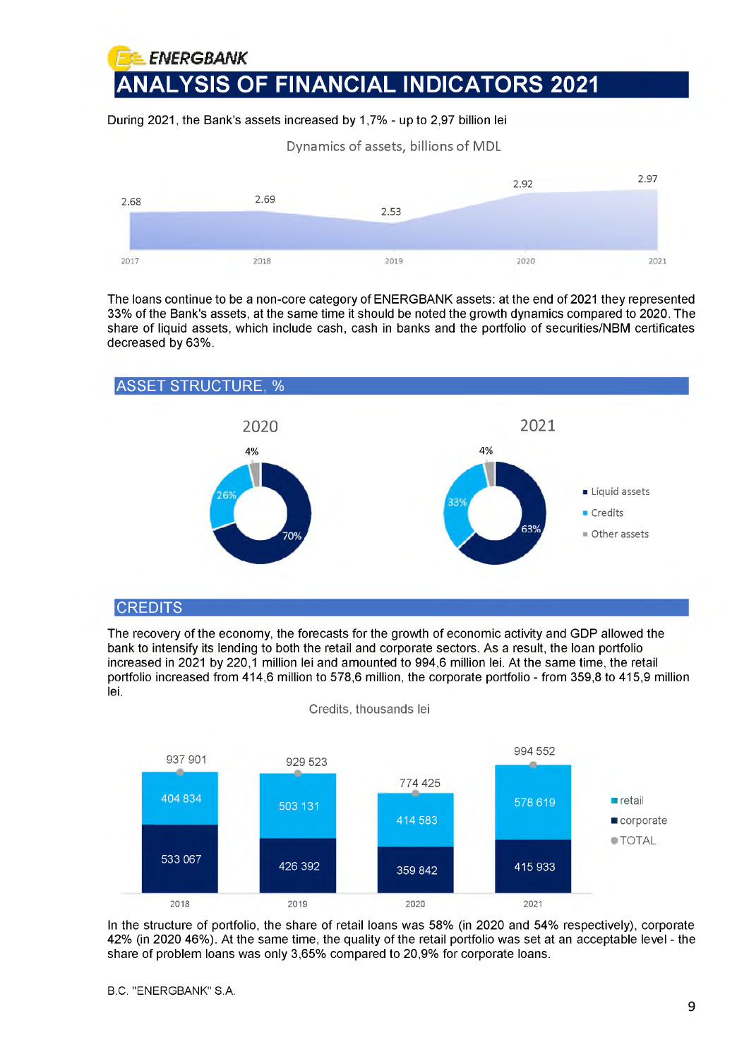# ANALYSIS OF FINANCIAL INDICATORS 2021

During 2021, the Bank's assets increased by 1,7% - up to 2,97 billion lei

Dynamics of assets, billions of MDL

| 2017 | 2018 | 2019 | 2020 | 2021 |
|---|---|---|---|---|
| 2.68 | 2.69 | 2.53 | 2.92 | 2.97 |

The loans continue to be a non-core category of ENERGBANK assets: at the end of 2021 they represented 33% of the Bank's assets, at the same time it should be noted the growth dynamics compared to 2020. The share of liquid assets, which include cash, cash in banks and the portfolio of securities/NBM certificates decreased by 63%.

## ASSET STRUCTURE, %

| | 2020 | 2021 |
|---|---|---|
| Liquid assets | 70% | 63% |
| Credits | 26% | 33% |
| Other assets | 4% | 4% |

## CREDITS

The recovery of the economy, the forecasts for the growth of economic activity and GDP allowed the bank to intensify its lending to both the retail and corporate sectors. As a result, the loan portfolio increased in 2021 by 220,1 million lei and amounted to 994,6 million lei. At the same time, the retail portfolio increased from 414,6 million to 578,6 million, the corporate portfolio - from 359,8 to 415,9 million lei.

Credits, thousands lei

| | 2018 | 2019 | 2020 | 2021 |
|---|---|---|---|---|
| retail | 404 834 | 503 131 | 414 583 | 578 619 |
| corporate | 533 067 | 426 392 | 359 842 | 415 933 |
| TOTAL | 937 901 | 929 523 | 774 425 | 994 552 |

In the structure of portfolio, the share of retail loans was 58% (in 2020 and 54% respectively), corporate 42% (in 2020 46%). At the same time, the quality of the retail portfolio was set at an acceptable level - the share of problem loans was only 3,65% compared to 20,9% for corporate loans.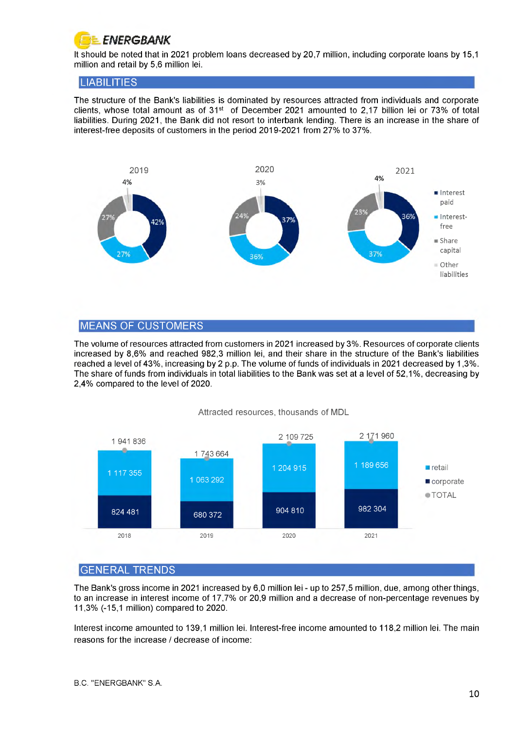It should be noted that in 2021 problem loans decreased by 20,7 million, including corporate loans by 15,1 million and retail by 5,6 million lei.

## LIABILITIES

The structure of the Bank's liabilities is dominated by resources attracted from individuals and corporate clients, whose total amount as of 31st of December 2021 amounted to 2,17 billion lei or 73% of total liabilities. During 2021, the Bank did not resort to interbank lending. There is an increase in the share of interest-free deposits of customers in the period 2019-2021 from 27% to 37%.

| | 2019 | 2020 | 2021 |
|---|---|---|---|
| Interest paid | 42% | 37% | 36% |
| Interest-free | 27% | 36% | 37% |
| Share capital | 27% | 24% | 23% |
| Other liabilities | 4% | 3% | 4% |

## MEANS OF CUSTOMERS

The volume of resources attracted from customers in 2021 increased by 3%. Resources of corporate clients increased by 8,6% and reached 982,3 million lei, and their share in the structure of the Bank's liabilities reached a level of 43%, increasing by 2 p.p. The volume of funds of individuals in 2021 decreased by 1,3%. The share of funds from individuals in total liabilities to the Bank was set at a level of 52,1%, decreasing by 2,4% compared to the level of 2020.

Attracted resources, thousands of MDL

| | 2018 | 2019 | 2020 | 2021 |
|---|---|---|---|---|
| retail | 1 117 355 | 1 063 292 | 1 204 915 | 1 189 656 |
| corporate | 824 481 | 680 372 | 904 810 | 982 304 |
| TOTAL | 1 941 836 | 1 743 664 | 2 109 725 | 2 171 960 |

## GENERAL TRENDS

The Bank's gross income in 2021 increased by 6,0 million lei - up to 257,5 million, due, among other things, to an increase in interest income of 17,7% or 20,9 million and a decrease of non-percentage revenues by 11,3% (-15,1 million) compared to 2020.

Interest income amounted to 139,1 million lei. Interest-free income amounted to 118,2 million lei. The main reasons for the increase / decrease of income: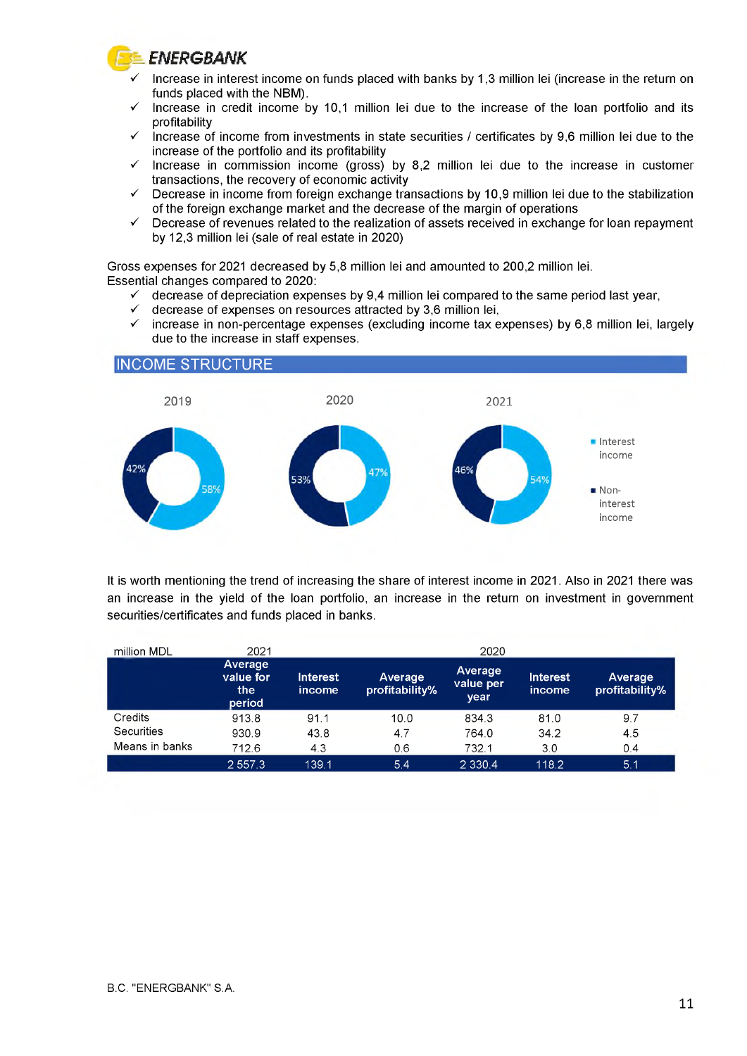- ✓ Increase in interest income on funds placed with banks by 1,3 million lei (increase in the return on funds placed with the NBM).
- ✓ Increase in credit income by 10,1 million lei due to the increase of the loan portfolio and its profitability
- ✓ Increase of income from investments in state securities / certificates by 9,6 million lei due to the increase of the portfolio and its profitability
- ✓ Increase in commission income (gross) by 8,2 million lei due to the increase in customer transactions, the recovery of economic activity
- ✓ Decrease in income from foreign exchange transactions by 10,9 million lei due to the stabilization of the foreign exchange market and the decrease of the margin of operations
- ✓ Decrease of revenues related to the realization of assets received in exchange for loan repayment by 12,3 million lei (sale of real estate in 2020)

Gross expenses for 2021 decreased by 5,8 million lei and amounted to 200,2 million lei.
Essential changes compared to 2020:

- ✓ decrease of depreciation expenses by 9,4 million lei compared to the same period last year,
- ✓ decrease of expenses on resources attracted by 3,6 million lei,
- ✓ increase in non-percentage expenses (excluding income tax expenses) by 6,8 million lei, largely due to the increase in staff expenses.

## INCOME STRUCTURE

| | 2019 | 2020 | 2021 |
|---|---|---|---|
| Interest income | 58% | 47% | 54% |
| Non-interest income | 42% | 53% | 46% |

It is worth mentioning the trend of increasing the share of interest income in 2021. Also in 2021 there was an increase in the yield of the loan portfolio, an increase in the return on investment in government securities/certificates and funds placed in banks.

| million MDL | 2021 | | | 2020 | | |
|---|---|---|---|---|---|---|
| | Average value for the period | Interest income | Average profitability% | Average value per year | Interest income | Average profitability% |
| Credits | 913.8 | 91.1 | 10.0 | 834.3 | 81.0 | 9.7 |
| Securities | 930.9 | 43.8 | 4.7 | 764.0 | 34.2 | 4.5 |
| Means in banks | 712.6 | 4.3 | 0.6 | 732.1 | 3.0 | 0.4 |
| | 2 557.3 | 139.1 | 5.4 | 2 330.4 | 118.2 | 5.1 |

B.C. "ENERGBANK" S.A.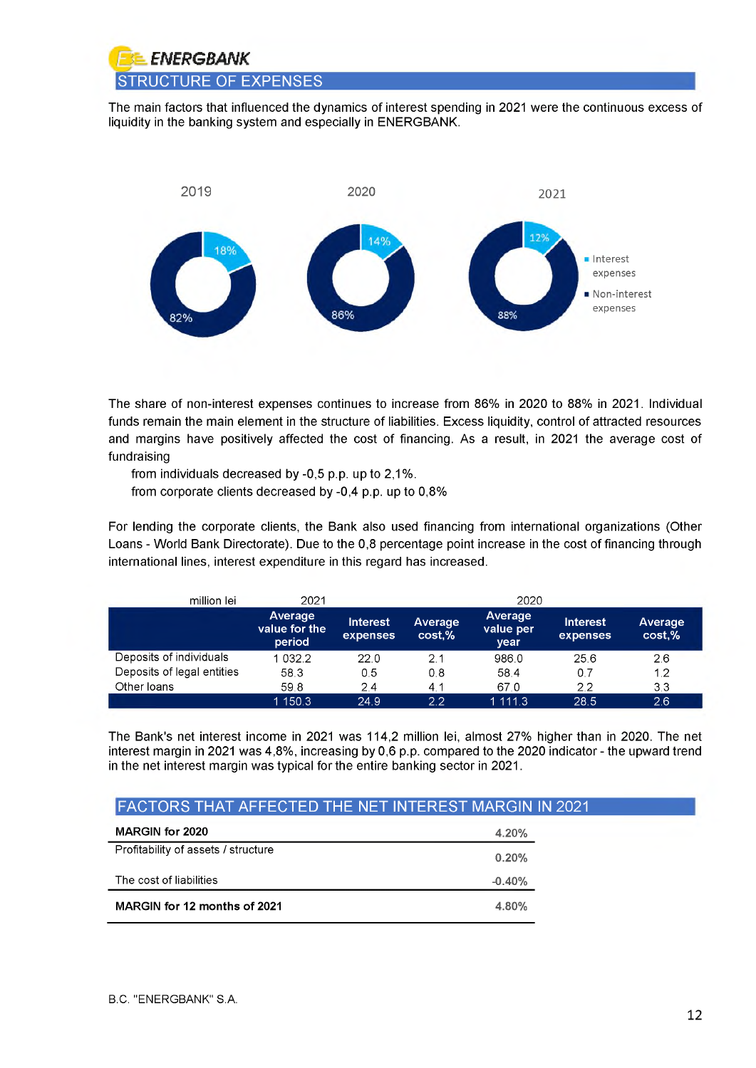## STRUCTURE OF EXPENSES

The main factors that influenced the dynamics of interest spending in 2021 were the continuous excess of liquidity in the banking system and especially in ENERGBANK.

The share of non-interest expenses continues to increase from 86% in 2020 to 88% in 2021. Individual funds remain the main element in the structure of liabilities. Excess liquidity, control of attracted resources and margins have positively affected the cost of financing. As a result, in 2021 the average cost of fundraising

from individuals decreased by -0,5 p.p. up to 2,1%.
from corporate clients decreased by -0,4 p.p. up to 0,8%

For lending the corporate clients, the Bank also used financing from international organizations (Other Loans - World Bank Directorate). Due to the 0,8 percentage point increase in the cost of financing through international lines, interest expenditure in this regard has increased.

| million lei | 2021 | | | 2020 | | |
|---|---|---|---|---|---|---|
| | Average value for the period | Interest expenses | Average cost,% | Average value per year | Interest expenses | Average cost,% |
| Deposits of individuals | 1 032.2 | 22.0 | 2.1 | 986.0 | 25.6 | 2.6 |
| Deposits of legal entities | 58.3 | 0.5 | 0.8 | 58.4 | 0.7 | 1.2 |
| Other loans | 59.8 | 2.4 | 4.1 | 67.0 | 2.2 | 3.3 |
| | 1 150.3 | 24.9 | 2.2 | 1 111.3 | 28.5 | 2.6 |

The Bank's net interest income in 2021 was 114,2 million lei, almost 27% higher than in 2020. The net interest margin in 2021 was 4,8%, increasing by 0,6 p.p. compared to the 2020 indicator - the upward trend in the net interest margin was typical for the entire banking sector in 2021.

## FACTORS THAT AFFECTED THE NET INTEREST MARGIN IN 2021

| | |
|---|---|
| **MARGIN for 2020** | 4.20% |
| Profitability of assets / structure | 0.20% |
| The cost of liabilities | -0.40% |
| **MARGIN for 12 months of 2021** | 4.80% |

B.C. "ENERGBANK" S.A.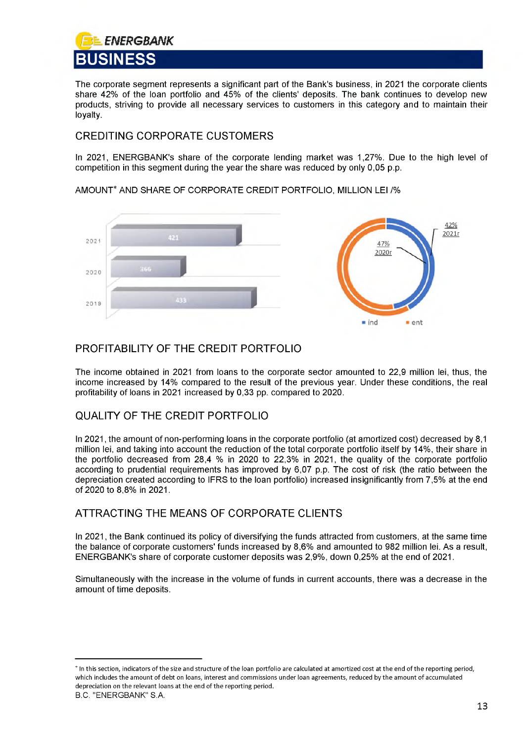# BUSINESS

The corporate segment represents a significant part of the Bank's business, in 2021 the corporate clients share 42% of the loan portfolio and 45% of the clients' deposits. The bank continues to develop new products, striving to provide all necessary services to customers in this category and to maintain their loyalty.

## CREDITING CORPORATE CUSTOMERS

In 2021, ENERGBANK's share of the corporate lending market was 1,27%. Due to the high level of competition in this segment during the year the share was reduced by only 0,05 p.p.

AMOUNT* AND SHARE OF CORPORATE CREDIT PORTFOLIO, MILLION LEI /%

| Year | Amount |
|---|---|
| 2021 | 421 |
| 2020 | 366 |
| 2019 | 433 |

42% 2021r

47% 2020r

ind ent

## PROFITABILITY OF THE CREDIT PORTFOLIO

The income obtained in 2021 from loans to the corporate sector amounted to 22,9 million lei, thus, the income increased by 14% compared to the result of the previous year. Under these conditions, the real profitability of loans in 2021 increased by 0,33 pp. compared to 2020.

## QUALITY OF THE CREDIT PORTFOLIO

In 2021, the amount of non-performing loans in the corporate portfolio (at amortized cost) decreased by 8,1 million lei, and taking into account the reduction of the total corporate portfolio itself by 14%, their share in the portfolio decreased from 28,4 % in 2020 to 22,3% in 2021, the quality of the corporate portfolio according to prudential requirements has improved by 6,07 p.p. The cost of risk (the ratio between the depreciation created according to IFRS to the loan portfolio) increased insignificantly from 7,5% at the end of 2020 to 8,8% in 2021.

## ATTRACTING THE MEANS OF CORPORATE CLIENTS

In 2021, the Bank continued its policy of diversifying the funds attracted from customers, at the same time the balance of corporate customers' funds increased by 8,6% and amounted to 982 million lei. As a result, ENERGBANK's share of corporate customer deposits was 2,9%, down 0,25% at the end of 2021.

Simultaneously with the increase in the volume of funds in current accounts, there was a decrease in the amount of time deposits.

---

* In this section, indicators of the size and structure of the loan portfolio are calculated at amortized cost at the end of the reporting period, which includes the amount of debt on loans, interest and commissions under loan agreements, reduced by the amount of accumulated depreciation on the relevant loans at the end of the reporting period.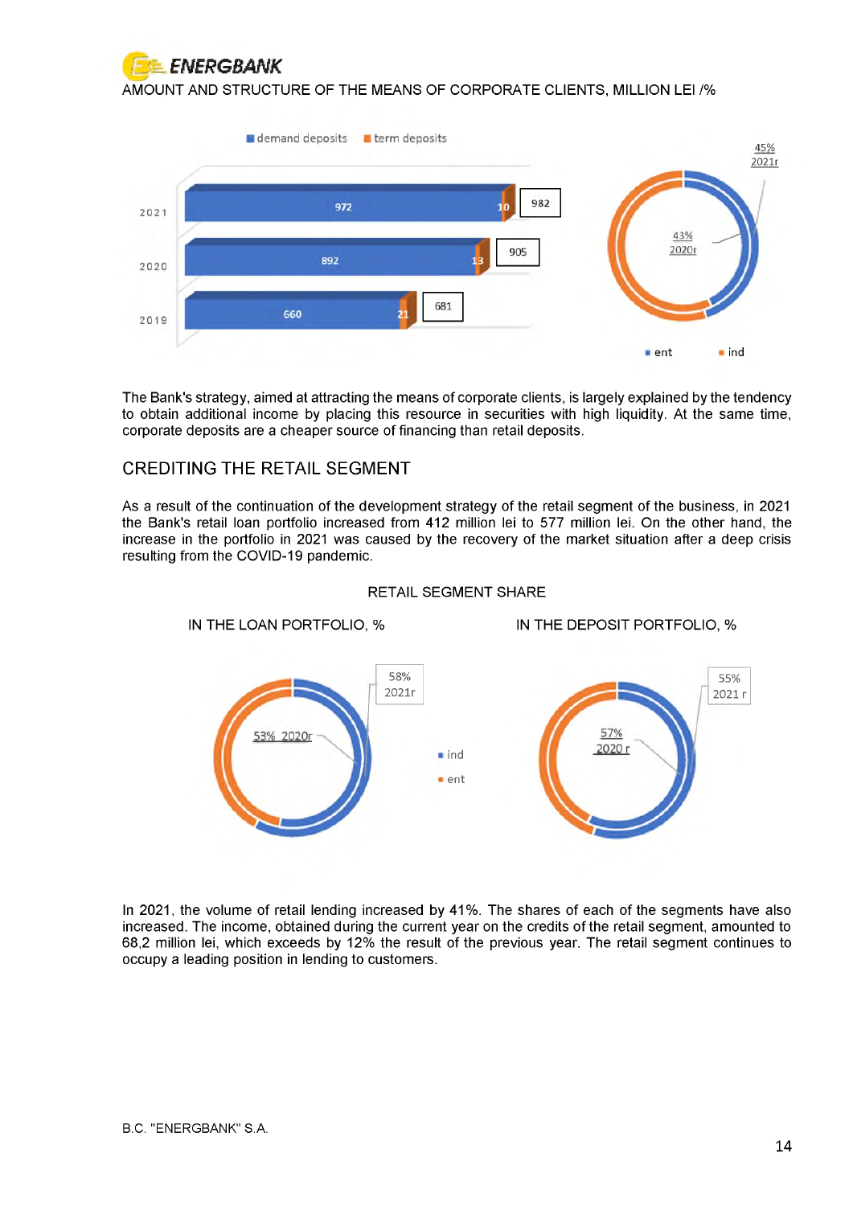AMOUNT AND STRUCTURE OF THE MEANS OF CORPORATE CLIENTS, MILLION LEI /%

| Year | demand deposits | term deposits | Total |
|---|---|---|---|
| 2021 | 972 | 10 | 982 |
| 2020 | 892 | 13 | 905 |
| 2019 | 660 | 21 | 681 |

45% 2021г

43% 2020г

ent ind

The Bank's strategy, aimed at attracting the means of corporate clients, is largely explained by the tendency to obtain additional income by placing this resource in securities with high liquidity. At the same time, corporate deposits are a cheaper source of financing than retail deposits.

## CREDITING THE RETAIL SEGMENT

As a result of the continuation of the development strategy of the retail segment of the business, in 2021 the Bank's retail loan portfolio increased from 412 million lei to 577 million lei. On the other hand, the increase in the portfolio in 2021 was caused by the recovery of the market situation after a deep crisis resulting from the COVID-19 pandemic.

RETAIL SEGMENT SHARE

IN THE LOAN PORTFOLIO, %

58% 2021г

53% 2020г

ind ent

IN THE DEPOSIT PORTFOLIO, %

55% 2021 г

57% 2020 г

In 2021, the volume of retail lending increased by 41%. The shares of each of the segments have also increased. The income, obtained during the current year on the credits of the retail segment, amounted to 68,2 million lei, which exceeds by 12% the result of the previous year. The retail segment continues to occupy a leading position in lending to customers.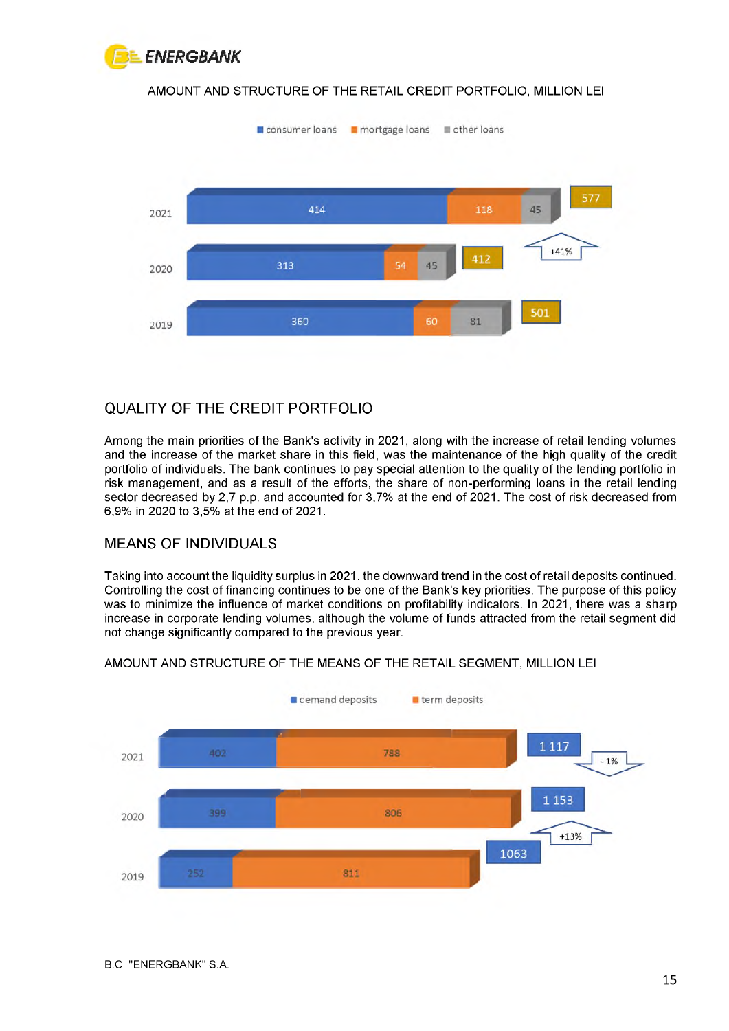AMOUNT AND STRUCTURE OF THE RETAIL CREDIT PORTFOLIO, MILLION LEI

| Year | consumer loans | mortgage loans | other loans | Total |
|---|---|---|---|---|
| 2021 | 414 | 118 | 45 | 577 |
| 2020 | 313 | 54 | 45 | 412 |
| 2019 | 360 | 60 | 81 | 501 |

+41%

## QUALITY OF THE CREDIT PORTFOLIO

Among the main priorities of the Bank's activity in 2021, along with the increase of retail lending volumes and the increase of the market share in this field, was the maintenance of the high quality of the credit portfolio of individuals. The bank continues to pay special attention to the quality of the lending portfolio in risk management, and as a result of the efforts, the share of non-performing loans in the retail lending sector decreased by 2,7 p.p. and accounted for 3,7% at the end of 2021. The cost of risk decreased from 6,9% in 2020 to 3,5% at the end of 2021.

## MEANS OF INDIVIDUALS

Taking into account the liquidity surplus in 2021, the downward trend in the cost of retail deposits continued. Controlling the cost of financing continues to be one of the Bank's key priorities. The purpose of this policy was to minimize the influence of market conditions on profitability indicators. In 2021, there was a sharp increase in corporate lending volumes, although the volume of funds attracted from the retail segment did not change significantly compared to the previous year.

AMOUNT AND STRUCTURE OF THE MEANS OF THE RETAIL SEGMENT, MILLION LEI

| Year | demand deposits | term deposits | Total |
|---|---|---|---|
| 2021 | 402 | 788 | 1 117 |
| 2020 | 399 | 806 | 1 153 |
| 2019 | 252 | 811 | 1063 |

- 1% (2021 vs 2020); +13% (2020 vs 2019)

B.C. "ENERGBANK" S.A.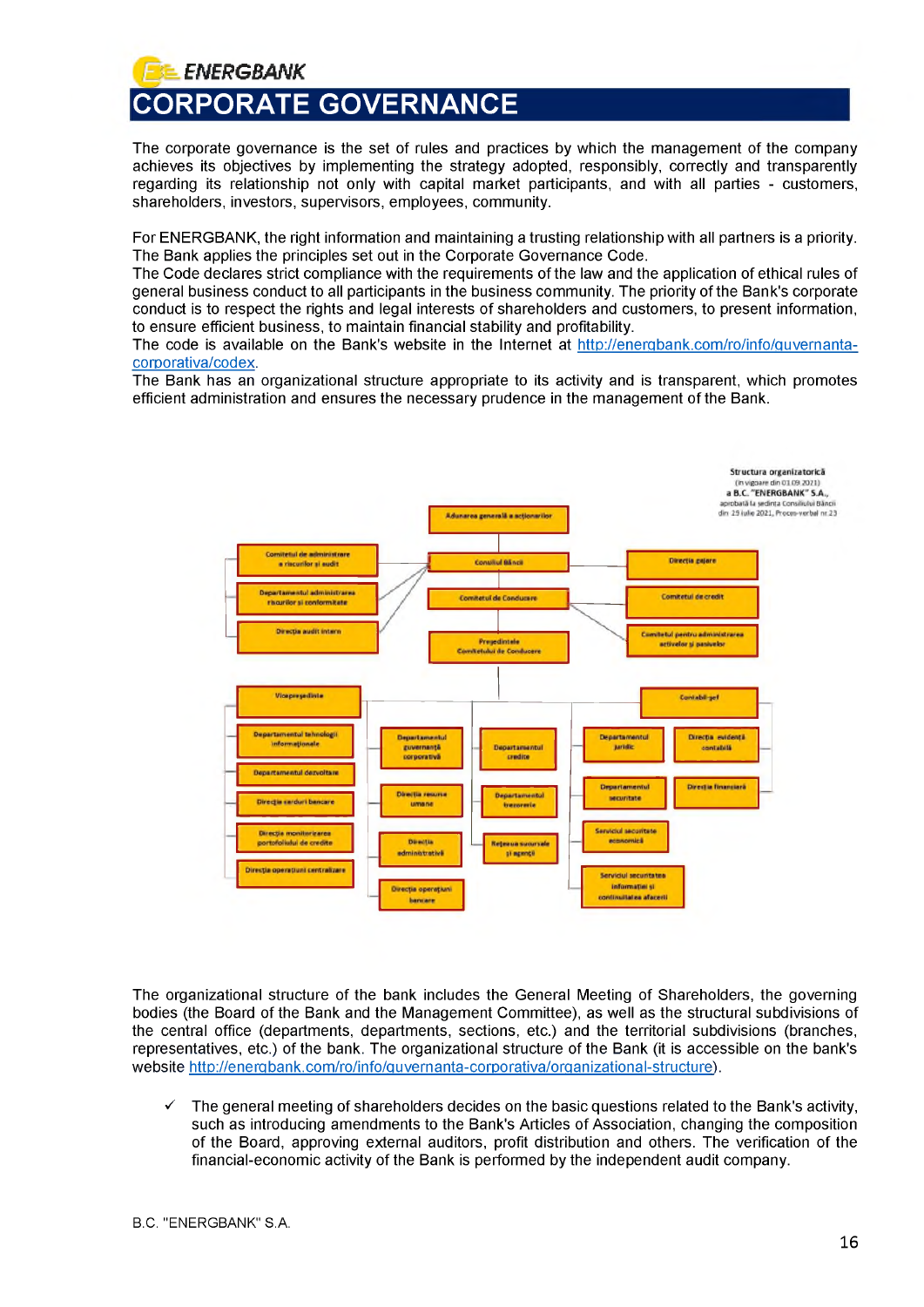# CORPORATE GOVERNANCE

The corporate governance is the set of rules and practices by which the management of the company achieves its objectives by implementing the strategy adopted, responsibly, correctly and transparently regarding its relationship not only with capital market participants, and with all parties - customers, shareholders, investors, supervisors, employees, community.

For ENERGBANK, the right information and maintaining a trusting relationship with all partners is a priority. The Bank applies the principles set out in the Corporate Governance Code.
The Code declares strict compliance with the requirements of the law and the application of ethical rules of general business conduct to all participants in the business community. The priority of the Bank's corporate conduct is to respect the rights and legal interests of shareholders and customers, to present information, to ensure efficient business, to maintain financial stability and profitability.
The code is available on the Bank's website in the Internet at http://energbank.com/ro/info/guvernanta-corporativa/codex.
The Bank has an organizational structure appropriate to its activity and is transparent, which promotes efficient administration and ensures the necessary prudence in the management of the Bank.

**Structura organizatorică**
(în vigoare din 01.09.2021)
a B.C. "ENERGBANK" S.A.,
aprobată la ședința Consiliului Băncii din 29 iulie 2021, Proces-verbal nr.23

- Adunarea generală a acționarilor
- Consiliul Băncii
  - Comitetul de administrare a riscurilor și audit
  - Departamentul administrarea riscurilor și conformitate
  - Direcția audit intern
  - Direcția gajare
- Comitetul de Conducere
  - Comitetul de credit
  - Comitetul pentru administrarea activelor și pasivelor
- Președintele Comitetului de Conducere
  - Vicepreședinte
    - Departamentul tehnologii informaționale
    - Departamentul dezvoltare
    - Direcția carduri bancare
    - Direcția monitorizarea portofoliului de credite
    - Direcția operațiuni centralizare
  - Departamentul guvernanță corporativă
  - Direcția resurse umane
  - Direcția administrativă
  - Direcția operațiuni bancare
  - Departamentul credite
  - Departamentul trezorerie
  - Rețeaua sucursale și agenții
  - Departamentul juridic
  - Departamentul securitate
    - Serviciul securitate economică
    - Serviciul securitatea informației și continuitatea afacerii
  - Contabil-șef
    - Direcția evidență contabilă
    - Direcția financiară

The organizational structure of the bank includes the General Meeting of Shareholders, the governing bodies (the Board of the Bank and the Management Committee), as well as the structural subdivisions of the central office (departments, departments, sections, etc.) and the territorial subdivisions (branches, representatives, etc.) of the bank. The organizational structure of the Bank (it is accessible on the bank's website http://energbank.com/ro/info/guvernanta-corporativa/organizational-structure).

- ✓ The general meeting of shareholders decides on the basic questions related to the Bank's activity, such as introducing amendments to the Bank's Articles of Association, changing the composition of the Board, approving external auditors, profit distribution and others. The verification of the financial-economic activity of the Bank is performed by the independent audit company.

B.C. "ENERGBANK" S.A.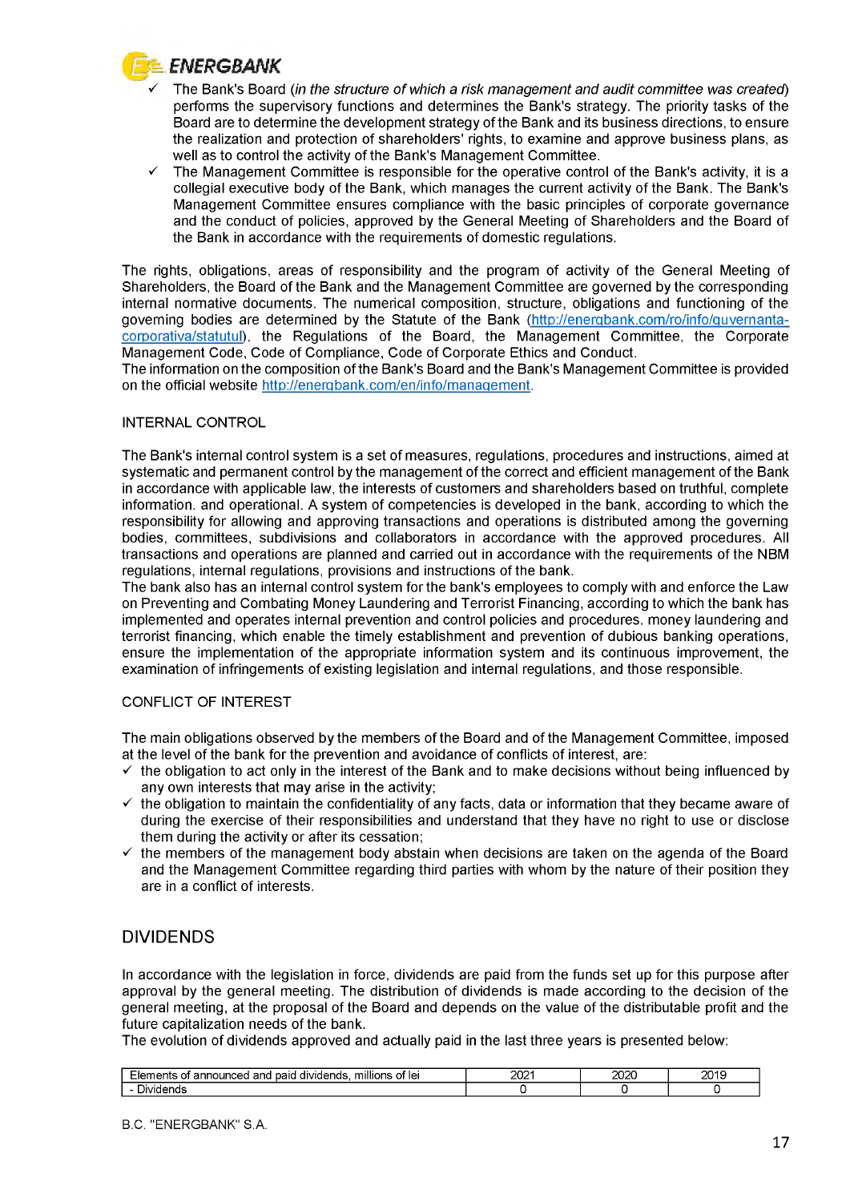- ✓ The Bank's Board (*in the structure of which a risk management and audit committee was created*) performs the supervisory functions and determines the Bank's strategy. The priority tasks of the Board are to determine the development strategy of the Bank and its business directions, to ensure the realization and protection of shareholders' rights, to examine and approve business plans, as well as to control the activity of the Bank's Management Committee.
- ✓ The Management Committee is responsible for the operative control of the Bank's activity, it is a collegial executive body of the Bank, which manages the current activity of the Bank. The Bank's Management Committee ensures compliance with the basic principles of corporate governance and the conduct of policies, approved by the General Meeting of Shareholders and the Board of the Bank in accordance with the requirements of domestic regulations.

The rights, obligations, areas of responsibility and the program of activity of the General Meeting of Shareholders, the Board of the Bank and the Management Committee are governed by the corresponding internal normative documents. The numerical composition, structure, obligations and functioning of the governing bodies are determined by the Statute of the Bank (http://energbank.com/ro/info/guvernanta-corporativa/statutul), the Regulations of the Board, the Management Committee, the Corporate Management Code, Code of Compliance, Code of Corporate Ethics and Conduct.
The information on the composition of the Bank's Board and the Bank's Management Committee is provided on the official website http://energbank.com/en/info/management.

INTERNAL CONTROL

The Bank's internal control system is a set of measures, regulations, procedures and instructions, aimed at systematic and permanent control by the management of the correct and efficient management of the Bank in accordance with applicable law, the interests of customers and shareholders based on truthful, complete information. and operational. A system of competencies is developed in the bank, according to which the responsibility for allowing and approving transactions and operations is distributed among the governing bodies, committees, subdivisions and collaborators in accordance with the approved procedures. All transactions and operations are planned and carried out in accordance with the requirements of the NBM regulations, internal regulations, provisions and instructions of the bank.
The bank also has an internal control system for the bank's employees to comply with and enforce the Law on Preventing and Combating Money Laundering and Terrorist Financing, according to which the bank has implemented and operates internal prevention and control policies and procedures. money laundering and terrorist financing, which enable the timely establishment and prevention of dubious banking operations, ensure the implementation of the appropriate information system and its continuous improvement, the examination of infringements of existing legislation and internal regulations, and those responsible.

CONFLICT OF INTEREST

The main obligations observed by the members of the Board and of the Management Committee, imposed at the level of the bank for the prevention and avoidance of conflicts of interest, are:

- ✓ the obligation to act only in the interest of the Bank and to make decisions without being influenced by any own interests that may arise in the activity;
- ✓ the obligation to maintain the confidentiality of any facts, data or information that they became aware of during the exercise of their responsibilities and understand that they have no right to use or disclose them during the activity or after its cessation;
- ✓ the members of the management body abstain when decisions are taken on the agenda of the Board and the Management Committee regarding third parties with whom by the nature of their position they are in a conflict of interests.

## DIVIDENDS

In accordance with the legislation in force, dividends are paid from the funds set up for this purpose after approval by the general meeting. The distribution of dividends is made according to the decision of the general meeting, at the proposal of the Board and depends on the value of the distributable profit and the future capitalization needs of the bank.
The evolution of dividends approved and actually paid in the last three years is presented below:

| Elements of announced and paid dividends, millions of lei | 2021 | 2020 | 2019 |
|---|---|---|---|
| - Dividends | 0 | 0 | 0 |

B.C. "ENERGBANK" S.A.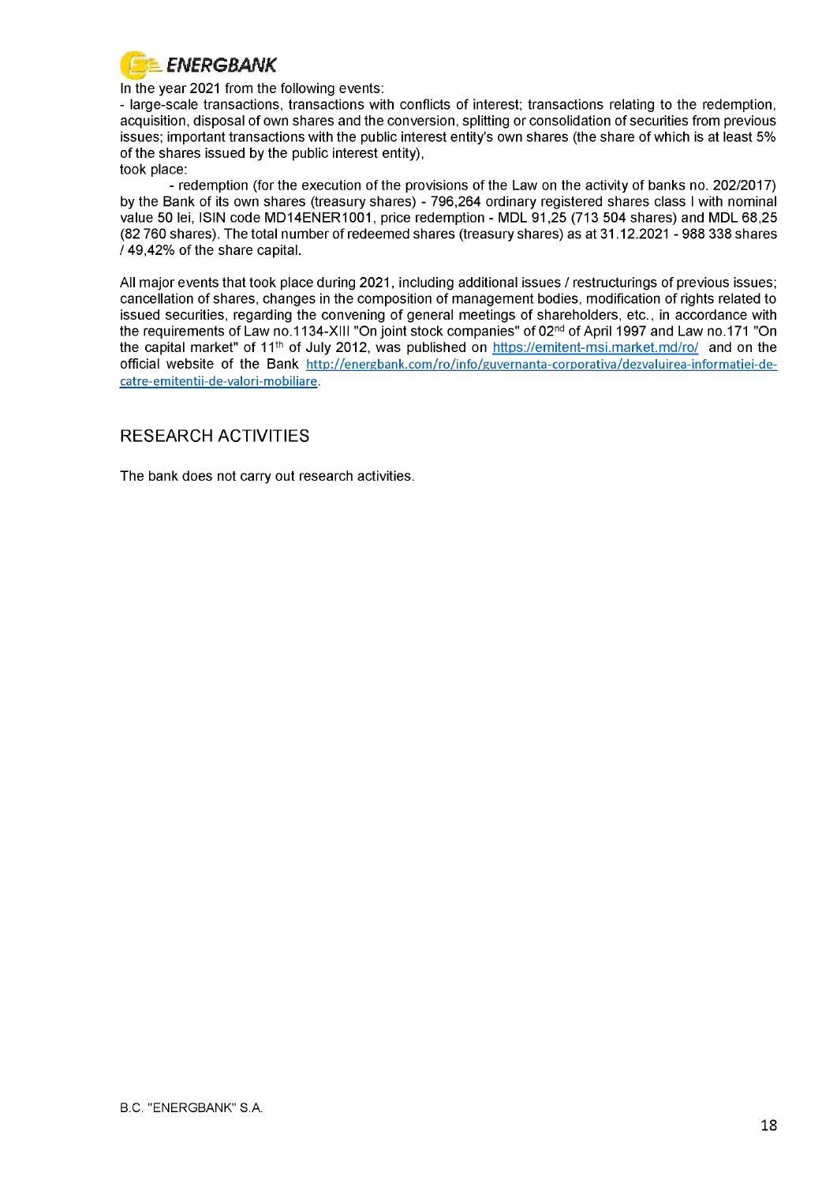In the year 2021 from the following events:

- large-scale transactions, transactions with conflicts of interest; transactions relating to the redemption, acquisition, disposal of own shares and the conversion, splitting or consolidation of securities from previous issues; important transactions with the public interest entity's own shares (the share of which is at least 5% of the shares issued by the public interest entity),

took place:

- redemption (for the execution of the provisions of the Law on the activity of banks no. 202/2017) by the Bank of its own shares (treasury shares) - 796,264 ordinary registered shares class I with nominal value 50 lei, ISIN code MD14ENER1001, price redemption - MDL 91,25 (713 504 shares) and MDL 68,25 (82 760 shares). The total number of redeemed shares (treasury shares) as at 31.12.2021 - 988 338 shares / 49,42% of the share capital.

All major events that took place during 2021, including additional issues / restructurings of previous issues; cancellation of shares, changes in the composition of management bodies, modification of rights related to issued securities, regarding the convening of general meetings of shareholders, etc., in accordance with the requirements of Law no.1134-XIII "On joint stock companies" of 02nd of April 1997 and Law no.171 "On the capital market" of 11th of July 2012, was published on https://emitent-msi.market.md/ro/ and on the official website of the Bank http://energbank.com/ro/info/guvernanta-corporativa/dezvaluirea-informatiei-de-catre-emitentii-de-valori-mobiliare.

## RESEARCH ACTIVITIES

The bank does not carry out research activities.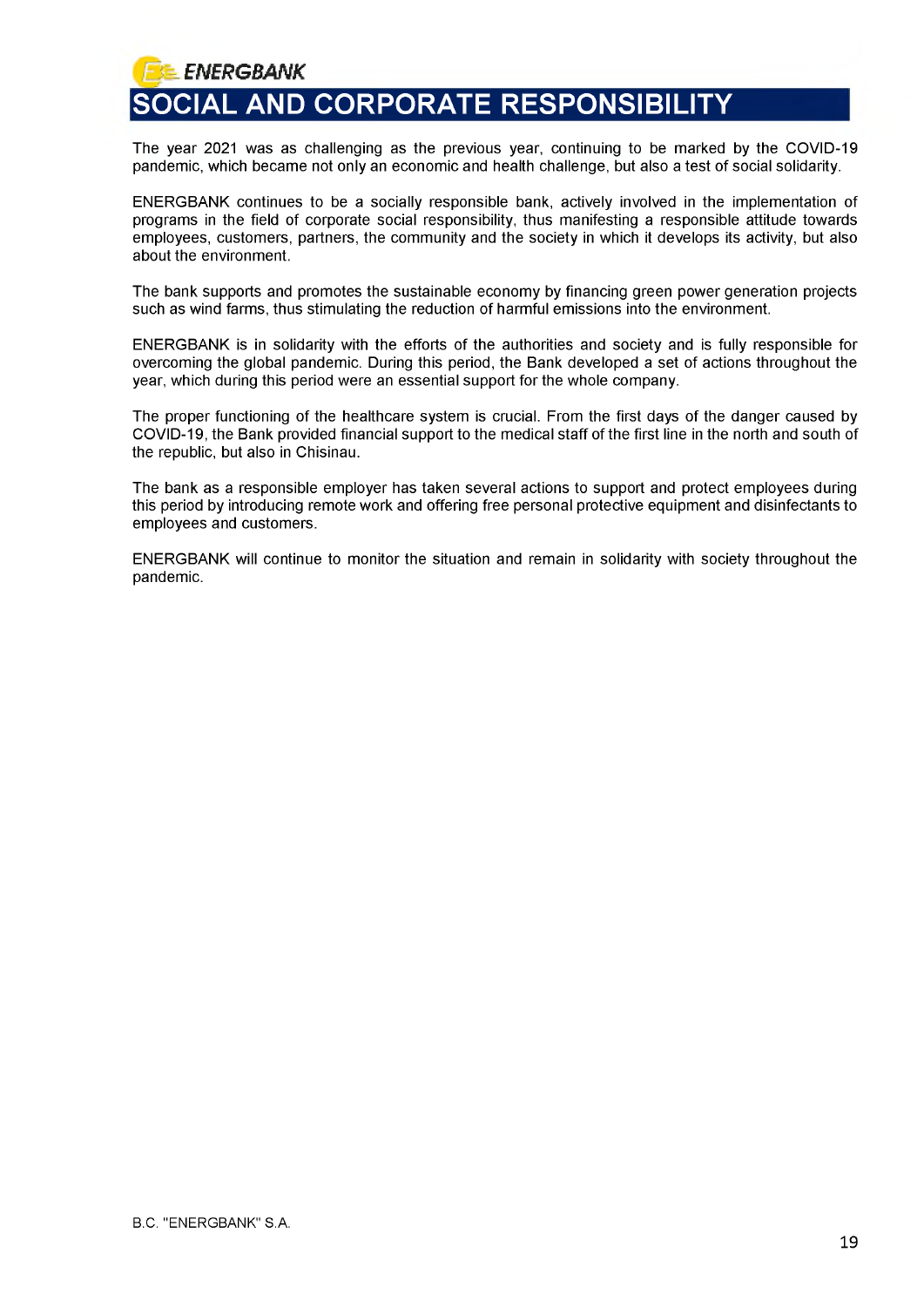# SOCIAL AND CORPORATE RESPONSIBILITY

The year 2021 was as challenging as the previous year, continuing to be marked by the COVID-19 pandemic, which became not only an economic and health challenge, but also a test of social solidarity.

ENERGBANK continues to be a socially responsible bank, actively involved in the implementation of programs in the field of corporate social responsibility, thus manifesting a responsible attitude towards employees, customers, partners, the community and the society in which it develops its activity, but also about the environment.

The bank supports and promotes the sustainable economy by financing green power generation projects such as wind farms, thus stimulating the reduction of harmful emissions into the environment.

ENERGBANK is in solidarity with the efforts of the authorities and society and is fully responsible for overcoming the global pandemic. During this period, the Bank developed a set of actions throughout the year, which during this period were an essential support for the whole company.

The proper functioning of the healthcare system is crucial. From the first days of the danger caused by COVID-19, the Bank provided financial support to the medical staff of the first line in the north and south of the republic, but also in Chisinau.

The bank as a responsible employer has taken several actions to support and protect employees during this period by introducing remote work and offering free personal protective equipment and disinfectants to employees and customers.

ENERGBANK will continue to monitor the situation and remain in solidarity with society throughout the pandemic.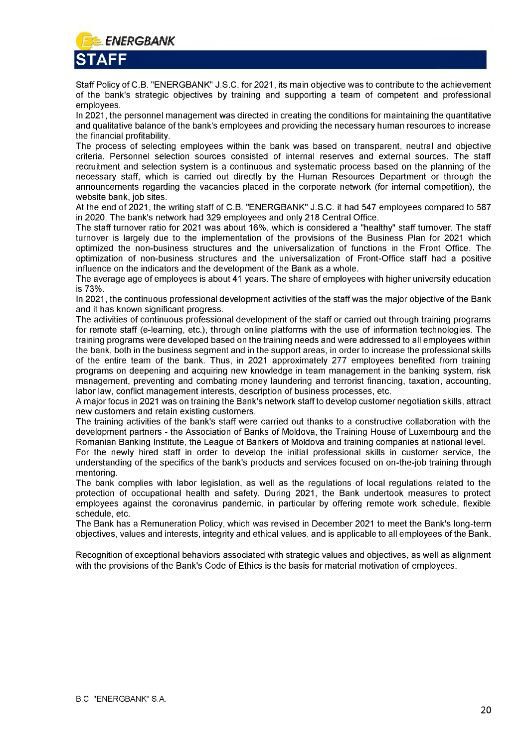# STAFF

Staff Policy of C.B. "ENERGBANK" J.S.C. for 2021, its main objective was to contribute to the achievement of the bank's strategic objectives by training and supporting a team of competent and professional employees.
In 2021, the personnel management was directed in creating the conditions for maintaining the quantitative and qualitative balance of the bank's employees and providing the necessary human resources to increase the financial profitability.
The process of selecting employees within the bank was based on transparent, neutral and objective criteria. Personnel selection sources consisted of internal reserves and external sources. The staff recruitment and selection system is a continuous and systematic process based on the planning of the necessary staff, which is carried out directly by the Human Resources Department or through the announcements regarding the vacancies placed in the corporate network (for internal competition), the website bank, job sites.
At the end of 2021, the writing staff of C.B. "ENERGBANK" J.S.C. it had 547 employees compared to 587 in 2020. The bank's network had 329 employees and only 218 Central Office.
The staff turnover ratio for 2021 was about 16%, which is considered a "healthy" staff turnover. The staff turnover is largely due to the implementation of the provisions of the Business Plan for 2021 which optimized the non-business structures and the universalization of functions in the Front Office. The optimization of non-business structures and the universalization of Front-Office staff had a positive influence on the indicators and the development of the Bank as a whole.
The average age of employees is about 41 years. The share of employees with higher university education is 73%.
In 2021, the continuous professional development activities of the staff was the major objective of the Bank and it has known significant progress.
The activities of continuous professional development of the staff or carried out through training programs for remote staff (e-learning, etc.), through online platforms with the use of information technologies. The training programs were developed based on the training needs and were addressed to all employees within the bank, both in the business segment and in the support areas, in order to increase the professional skills of the entire team of the bank. Thus, in 2021 approximately 277 employees benefited from training programs on deepening and acquiring new knowledge in team management in the banking system, risk management, preventing and combating money laundering and terrorist financing, taxation, accounting, labor law, conflict management interests, description of business processes, etc.
A major focus in 2021 was on training the Bank's network staff to develop customer negotiation skills, attract new customers and retain existing customers.
The training activities of the bank's staff were carried out thanks to a constructive collaboration with the development partners - the Association of Banks of Moldova, the Training House of Luxembourg and the Romanian Banking Institute, the League of Bankers of Moldova and training companies at national level.
For the newly hired staff in order to develop the initial professional skills in customer service, the understanding of the specifics of the bank's products and services focused on on-the-job training through mentoring.
The bank complies with labor legislation, as well as the regulations of local regulations related to the protection of occupational health and safety. During 2021, the Bank undertook measures to protect employees against the coronavirus pandemic, in particular by offering remote work schedule, flexible schedule, etc.
The Bank has a Remuneration Policy, which was revised in December 2021 to meet the Bank's long-term objectives, values and interests, integrity and ethical values, and is applicable to all employees of the Bank.

Recognition of exceptional behaviors associated with strategic values and objectives, as well as alignment with the provisions of the Bank's Code of Ethics is the basis for material motivation of employees.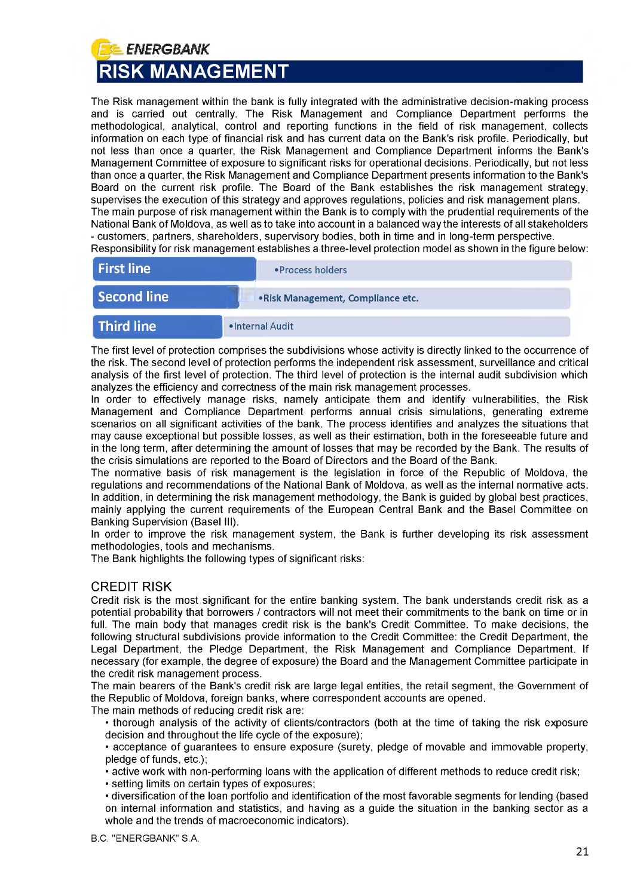# RISK MANAGEMENT

The Risk management within the bank is fully integrated with the administrative decision-making process and is carried out centrally. The Risk Management and Compliance Department performs the methodological, analytical, control and reporting functions in the field of risk management, collects information on each type of financial risk and has current data on the Bank's risk profile. Periodically, but not less than once a quarter, the Risk Management and Compliance Department informs the Bank's Management Committee of exposure to significant risks for operational decisions. Periodically, but not less than once a quarter, the Risk Management and Compliance Department presents information to the Bank's Board on the current risk profile. The Board of the Bank establishes the risk management strategy, supervises the execution of this strategy and approves regulations, policies and risk management plans.
The main purpose of risk management within the Bank is to comply with the prudential requirements of the National Bank of Moldova, as well as to take into account in a balanced way the interests of all stakeholders - customers, partners, shareholders, supervisory bodies, both in time and in long-term perspective.
Responsibility for risk management establishes a three-level protection model as shown in the figure below:

| | |
|---|---|
| First line | • Process holders |
| Second line | • Risk Management, Compliance etc. |
| Third line | • Internal Audit |

The first level of protection comprises the subdivisions whose activity is directly linked to the occurrence of the risk. The second level of protection performs the independent risk assessment, surveillance and critical analysis of the first level of protection. The third level of protection is the internal audit subdivision which analyzes the efficiency and correctness of the main risk management processes.
In order to effectively manage risks, namely anticipate them and identify vulnerabilities, the Risk Management and Compliance Department performs annual crisis simulations, generating extreme scenarios on all significant activities of the bank. The process identifies and analyzes the situations that may cause exceptional but possible losses, as well as their estimation, both in the foreseeable future and in the long term, after determining the amount of losses that may be recorded by the Bank. The results of the crisis simulations are reported to the Board of Directors and the Board of the Bank.
The normative basis of risk management is the legislation in force of the Republic of Moldova, the regulations and recommendations of the National Bank of Moldova, as well as the internal normative acts. In addition, in determining the risk management methodology, the Bank is guided by global best practices, mainly applying the current requirements of the European Central Bank and the Basel Committee on Banking Supervision (Basel III).
In order to improve the risk management system, the Bank is further developing its risk assessment methodologies, tools and mechanisms.
The Bank highlights the following types of significant risks:

## CREDIT RISK

Credit risk is the most significant for the entire banking system. The bank understands credit risk as a potential probability that borrowers / contractors will not meet their commitments to the bank on time or in full. The main body that manages credit risk is the bank's Credit Committee. To make decisions, the following structural subdivisions provide information to the Credit Committee: the Credit Department, the Legal Department, the Pledge Department, the Risk Management and Compliance Department. If necessary (for example, the degree of exposure) the Board and the Management Committee participate in the credit risk management process.
The main bearers of the Bank's credit risk are large legal entities, the retail segment, the Government of the Republic of Moldova, foreign banks, where correspondent accounts are opened.
The main methods of reducing credit risk are:

- thorough analysis of the activity of clients/contractors (both at the time of taking the risk exposure decision and throughout the life cycle of the exposure);
- acceptance of guarantees to ensure exposure (surety, pledge of movable and immovable property, pledge of funds, etc.);
- active work with non-performing loans with the application of different methods to reduce credit risk;
- setting limits on certain types of exposures;
- diversification of the loan portfolio and identification of the most favorable segments for lending (based on internal information and statistics, and having as a guide the situation in the banking sector as a whole and the trends of macroeconomic indicators).

B.C. "ENERGBANK" S.A.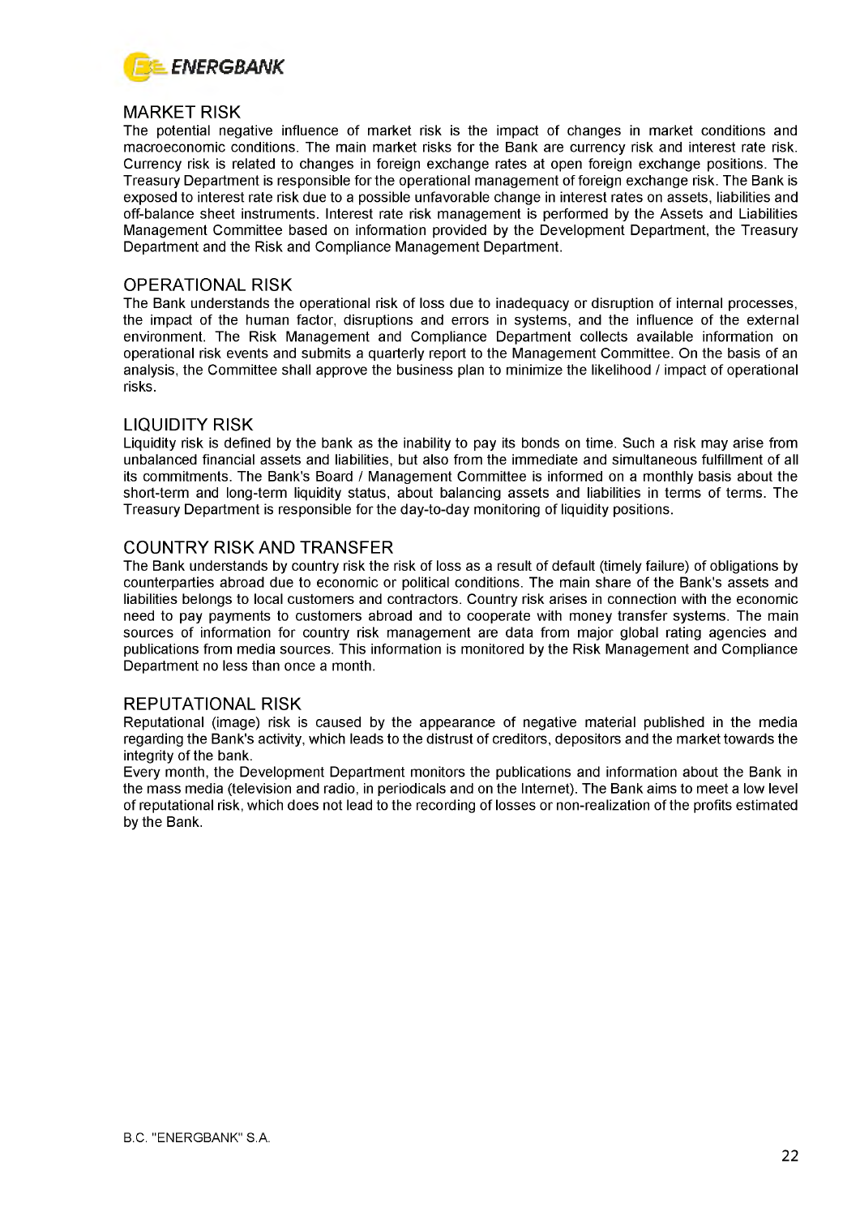## MARKET RISK

The potential negative influence of market risk is the impact of changes in market conditions and macroeconomic conditions. The main market risks for the Bank are currency risk and interest rate risk. Currency risk is related to changes in foreign exchange rates at open foreign exchange positions. The Treasury Department is responsible for the operational management of foreign exchange risk. The Bank is exposed to interest rate risk due to a possible unfavorable change in interest rates on assets, liabilities and off-balance sheet instruments. Interest rate risk management is performed by the Assets and Liabilities Management Committee based on information provided by the Development Department, the Treasury Department and the Risk and Compliance Management Department.

## OPERATIONAL RISK

The Bank understands the operational risk of loss due to inadequacy or disruption of internal processes, the impact of the human factor, disruptions and errors in systems, and the influence of the external environment. The Risk Management and Compliance Department collects available information on operational risk events and submits a quarterly report to the Management Committee. On the basis of an analysis, the Committee shall approve the business plan to minimize the likelihood / impact of operational risks.

## LIQUIDITY RISK

Liquidity risk is defined by the bank as the inability to pay its bonds on time. Such a risk may arise from unbalanced financial assets and liabilities, but also from the immediate and simultaneous fulfillment of all its commitments. The Bank's Board / Management Committee is informed on a monthly basis about the short-term and long-term liquidity status, about balancing assets and liabilities in terms of terms. The Treasury Department is responsible for the day-to-day monitoring of liquidity positions.

## COUNTRY RISK AND TRANSFER

The Bank understands by country risk the risk of loss as a result of default (timely failure) of obligations by counterparties abroad due to economic or political conditions. The main share of the Bank's assets and liabilities belongs to local customers and contractors. Country risk arises in connection with the economic need to pay payments to customers abroad and to cooperate with money transfer systems. The main sources of information for country risk management are data from major global rating agencies and publications from media sources. This information is monitored by the Risk Management and Compliance Department no less than once a month.

## REPUTATIONAL RISK

Reputational (image) risk is caused by the appearance of negative material published in the media regarding the Bank's activity, which leads to the distrust of creditors, depositors and the market towards the integrity of the bank.

Every month, the Development Department monitors the publications and information about the Bank in the mass media (television and radio, in periodicals and on the Internet). The Bank aims to meet a low level of reputational risk, which does not lead to the recording of losses or non-realization of the profits estimated by the Bank.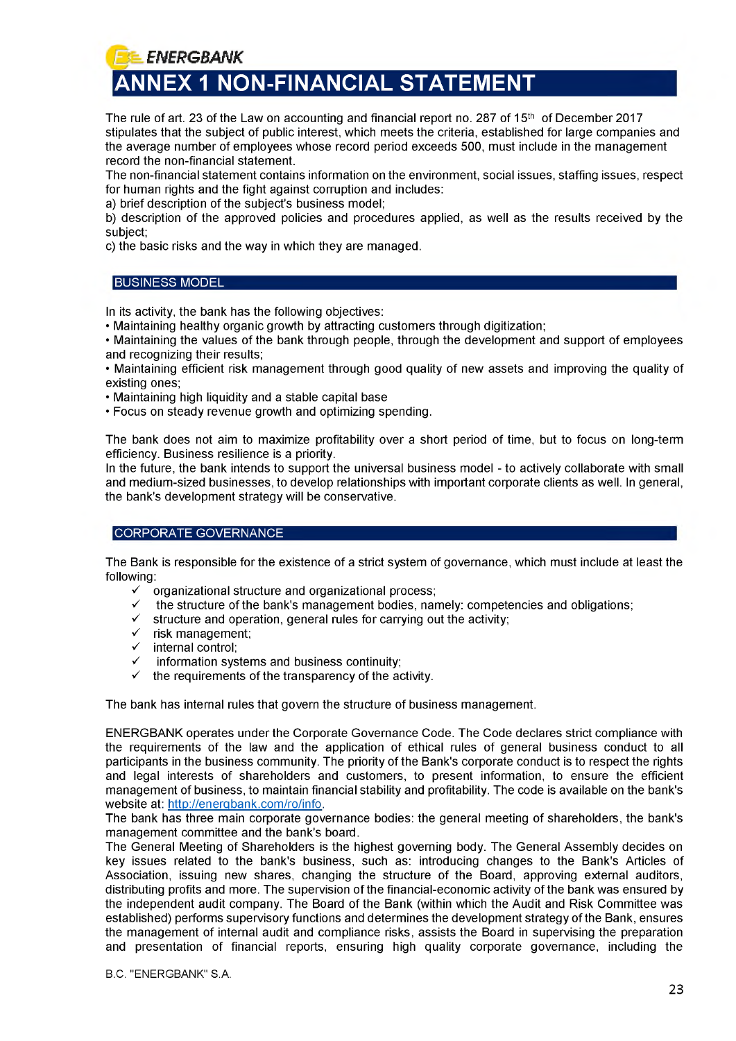# ANNEX 1 NON-FINANCIAL STATEMENT

The rule of art. 23 of the Law on accounting and financial report no. 287 of 15th of December 2017 stipulates that the subject of public interest, which meets the criteria, established for large companies and the average number of employees whose record period exceeds 500, must include in the management record the non-financial statement.

The non-financial statement contains information on the environment, social issues, staffing issues, respect for human rights and the fight against corruption and includes:

a) brief description of the subject's business model;

b) description of the approved policies and procedures applied, as well as the results received by the subject;

c) the basic risks and the way in which they are managed.

## BUSINESS MODEL

In its activity, the bank has the following objectives:

- Maintaining healthy organic growth by attracting customers through digitization;
- Maintaining the values of the bank through people, through the development and support of employees and recognizing their results;
- Maintaining efficient risk management through good quality of new assets and improving the quality of existing ones;
- Maintaining high liquidity and a stable capital base
- Focus on steady revenue growth and optimizing spending.

The bank does not aim to maximize profitability over a short period of time, but to focus on long-term efficiency. Business resilience is a priority.

In the future, the bank intends to support the universal business model - to actively collaborate with small and medium-sized businesses, to develop relationships with important corporate clients as well. In general, the bank's development strategy will be conservative.

## CORPORATE GOVERNANCE

The Bank is responsible for the existence of a strict system of governance, which must include at least the following:

- ✓ organizational structure and organizational process;
- ✓ the structure of the bank's management bodies, namely: competencies and obligations;
- ✓ structure and operation, general rules for carrying out the activity;
- ✓ risk management;
- ✓ internal control;
- ✓ information systems and business continuity;
- ✓ the requirements of the transparency of the activity.

The bank has internal rules that govern the structure of business management.

ENERGBANK operates under the Corporate Governance Code. The Code declares strict compliance with the requirements of the law and the application of ethical rules of general business conduct to all participants in the business community. The priority of the Bank's corporate conduct is to respect the rights and legal interests of shareholders and customers, to present information, to ensure the efficient management of business, to maintain financial stability and profitability. The code is available on the bank's website at: http://energbank.com/ro/info.

The bank has three main corporate governance bodies: the general meeting of shareholders, the bank's management committee and the bank's board.

The General Meeting of Shareholders is the highest governing body. The General Assembly decides on key issues related to the bank's business, such as: introducing changes to the Bank's Articles of Association, issuing new shares, changing the structure of the Board, approving external auditors, distributing profits and more. The supervision of the financial-economic activity of the bank was ensured by the independent audit company. The Board of the Bank (within which the Audit and Risk Committee was established) performs supervisory functions and determines the development strategy of the Bank, ensures the management of internal audit and compliance risks, assists the Board in supervising the preparation and presentation of financial reports, ensuring high quality corporate governance, including the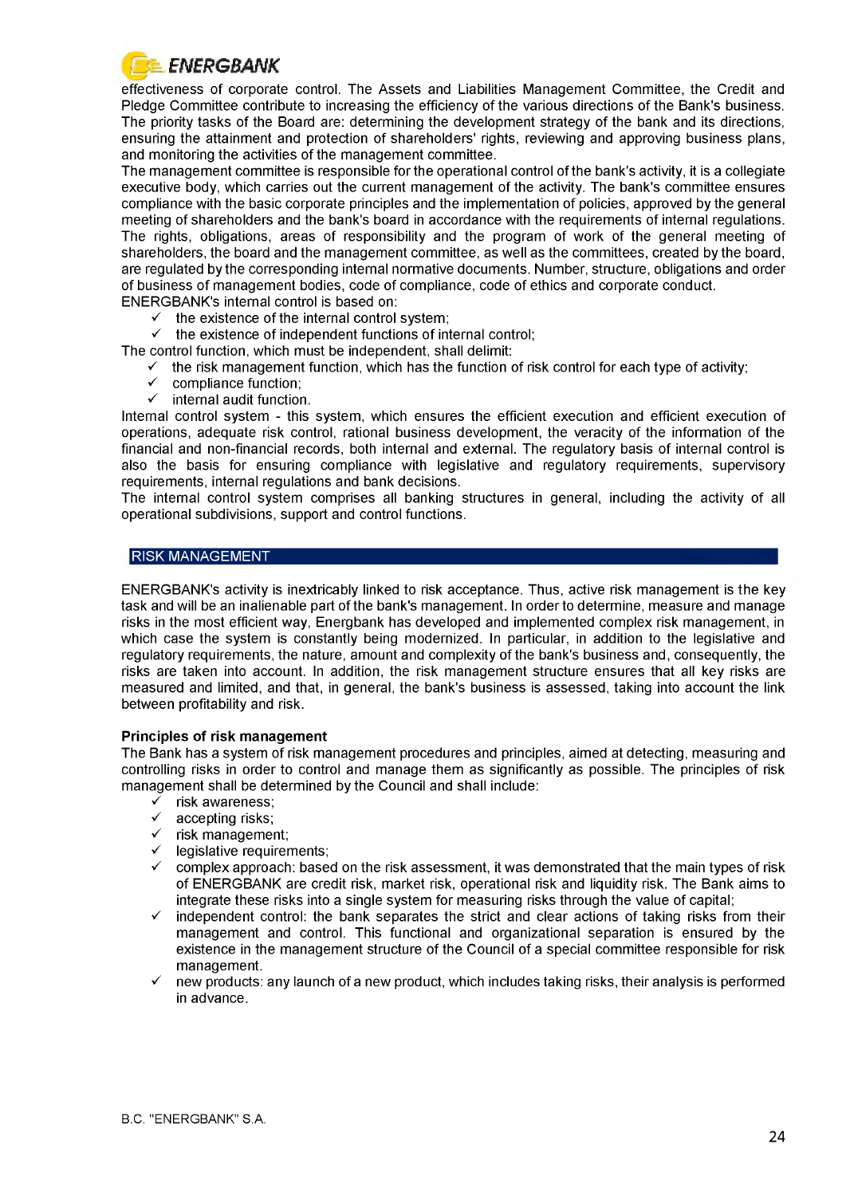effectiveness of corporate control. The Assets and Liabilities Management Committee, the Credit and Pledge Committee contribute to increasing the efficiency of the various directions of the Bank's business. The priority tasks of the Board are: determining the development strategy of the bank and its directions, ensuring the attainment and protection of shareholders' rights, reviewing and approving business plans, and monitoring the activities of the management committee.

The management committee is responsible for the operational control of the bank's activity, it is a collegiate executive body, which carries out the current management of the activity. The bank's committee ensures compliance with the basic corporate principles and the implementation of policies, approved by the general meeting of shareholders and the bank's board in accordance with the requirements of internal regulations. The rights, obligations, areas of responsibility and the program of work of the general meeting of shareholders, the board and the management committee, as well as the committees, created by the board, are regulated by the corresponding internal normative documents. Number, structure, obligations and order of business of management bodies, code of compliance, code of ethics and corporate conduct.

ENERGBANK's internal control is based on:

- ✓ the existence of the internal control system;
- ✓ the existence of independent functions of internal control;

The control function, which must be independent, shall delimit:

- ✓ the risk management function, which has the function of risk control for each type of activity;
- ✓ compliance function;
- ✓ internal audit function.

Internal control system - this system, which ensures the efficient execution and efficient execution of operations, adequate risk control, rational business development, the veracity of the information of the financial and non-financial records, both internal and external. The regulatory basis of internal control is also the basis for ensuring compliance with legislative and regulatory requirements, supervisory requirements, internal regulations and bank decisions.

The internal control system comprises all banking structures in general, including the activity of all operational subdivisions, support and control functions.

## RISK MANAGEMENT

ENERGBANK's activity is inextricably linked to risk acceptance. Thus, active risk management is the key task and will be an inalienable part of the bank's management. In order to determine, measure and manage risks in the most efficient way, Energbank has developed and implemented complex risk management, in which case the system is constantly being modernized. In particular, in addition to the legislative and regulatory requirements, the nature, amount and complexity of the bank's business and, consequently, the risks are taken into account. In addition, the risk management structure ensures that all key risks are measured and limited, and that, in general, the bank's business is assessed, taking into account the link between profitability and risk.

**Principles of risk management**

The Bank has a system of risk management procedures and principles, aimed at detecting, measuring and controlling risks in order to control and manage them as significantly as possible. The principles of risk management shall be determined by the Council and shall include:

- ✓ risk awareness;
- ✓ accepting risks;
- ✓ risk management;
- ✓ legislative requirements;
- ✓ complex approach: based on the risk assessment, it was demonstrated that the main types of risk of ENERGBANK are credit risk, market risk, operational risk and liquidity risk. The Bank aims to integrate these risks into a single system for measuring risks through the value of capital;
- ✓ independent control: the bank separates the strict and clear actions of taking risks from their management and control. This functional and organizational separation is ensured by the existence in the management structure of the Council of a special committee responsible for risk management.
- ✓ new products: any launch of a new product, which includes taking risks, their analysis is performed in advance.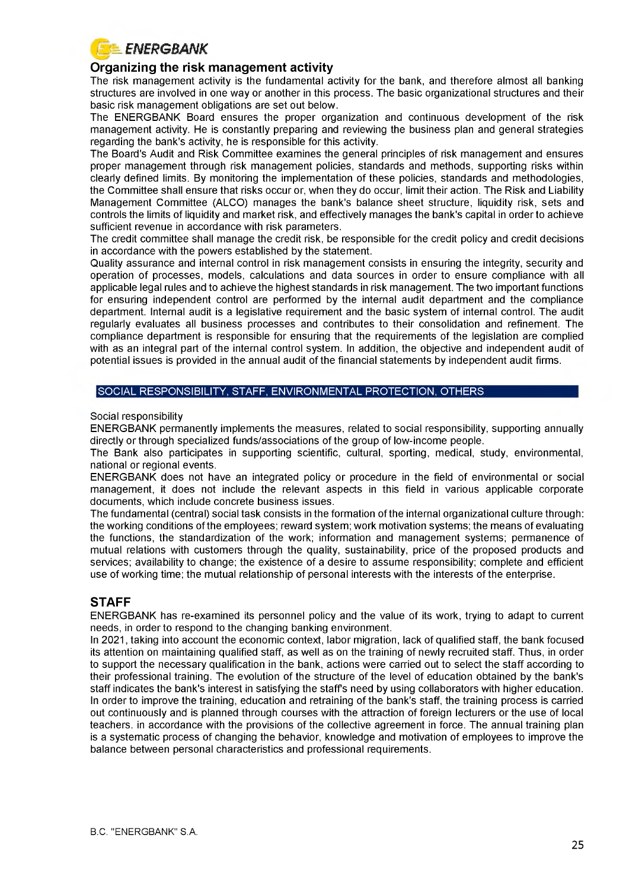## Organizing the risk management activity

The risk management activity is the fundamental activity for the bank, and therefore almost all banking structures are involved in one way or another in this process. The basic organizational structures and their basic risk management obligations are set out below.

The ENERGBANK Board ensures the proper organization and continuous development of the risk management activity. He is constantly preparing and reviewing the business plan and general strategies regarding the bank's activity, he is responsible for this activity.

The Board's Audit and Risk Committee examines the general principles of risk management and ensures proper management through risk management policies, standards and methods, supporting risks within clearly defined limits. By monitoring the implementation of these policies, standards and methodologies, the Committee shall ensure that risks occur or, when they do occur, limit their action. The Risk and Liability Management Committee (ALCO) manages the bank's balance sheet structure, liquidity risk, sets and controls the limits of liquidity and market risk, and effectively manages the bank's capital in order to achieve sufficient revenue in accordance with risk parameters.

The credit committee shall manage the credit risk, be responsible for the credit policy and credit decisions in accordance with the powers established by the statement.

Quality assurance and internal control in risk management consists in ensuring the integrity, security and operation of processes, models, calculations and data sources in order to ensure compliance with all applicable legal rules and to achieve the highest standards in risk management. The two important functions for ensuring independent control are performed by the internal audit department and the compliance department. Internal audit is a legislative requirement and the basic system of internal control. The audit regularly evaluates all business processes and contributes to their consolidation and refinement. The compliance department is responsible for ensuring that the requirements of the legislation are complied with as an integral part of the internal control system. In addition, the objective and independent audit of potential issues is provided in the annual audit of the financial statements by independent audit firms.

## SOCIAL RESPONSIBILITY, STAFF, ENVIRONMENTAL PROTECTION, OTHERS

Social responsibility

ENERGBANK permanently implements the measures, related to social responsibility, supporting annually directly or through specialized funds/associations of the group of low-income people.

The Bank also participates in supporting scientific, cultural, sporting, medical, study, environmental, national or regional events.

ENERGBANK does not have an integrated policy or procedure in the field of environmental or social management, it does not include the relevant aspects in this field in various applicable corporate documents, which include concrete business issues.

The fundamental (central) social task consists in the formation of the internal organizational culture through: the working conditions of the employees; reward system; work motivation systems; the means of evaluating the functions, the standardization of the work; information and management systems; permanence of mutual relations with customers through the quality, sustainability, price of the proposed products and services; availability to change; the existence of a desire to assume responsibility; complete and efficient use of working time; the mutual relationship of personal interests with the interests of the enterprise.

## STAFF

ENERGBANK has re-examined its personnel policy and the value of its work, trying to adapt to current needs, in order to respond to the changing banking environment.

In 2021, taking into account the economic context, labor migration, lack of qualified staff, the bank focused its attention on maintaining qualified staff, as well as on the training of newly recruited staff. Thus, in order to support the necessary qualification in the bank, actions were carried out to select the staff according to their professional training. The evolution of the structure of the level of education obtained by the bank's staff indicates the bank's interest in satisfying the staff's need by using collaborators with higher education. In order to improve the training, education and retraining of the bank's staff, the training process is carried out continuously and is planned through courses with the attraction of foreign lecturers or the use of local teachers. in accordance with the provisions of the collective agreement in force. The annual training plan is a systematic process of changing the behavior, knowledge and motivation of employees to improve the balance between personal characteristics and professional requirements.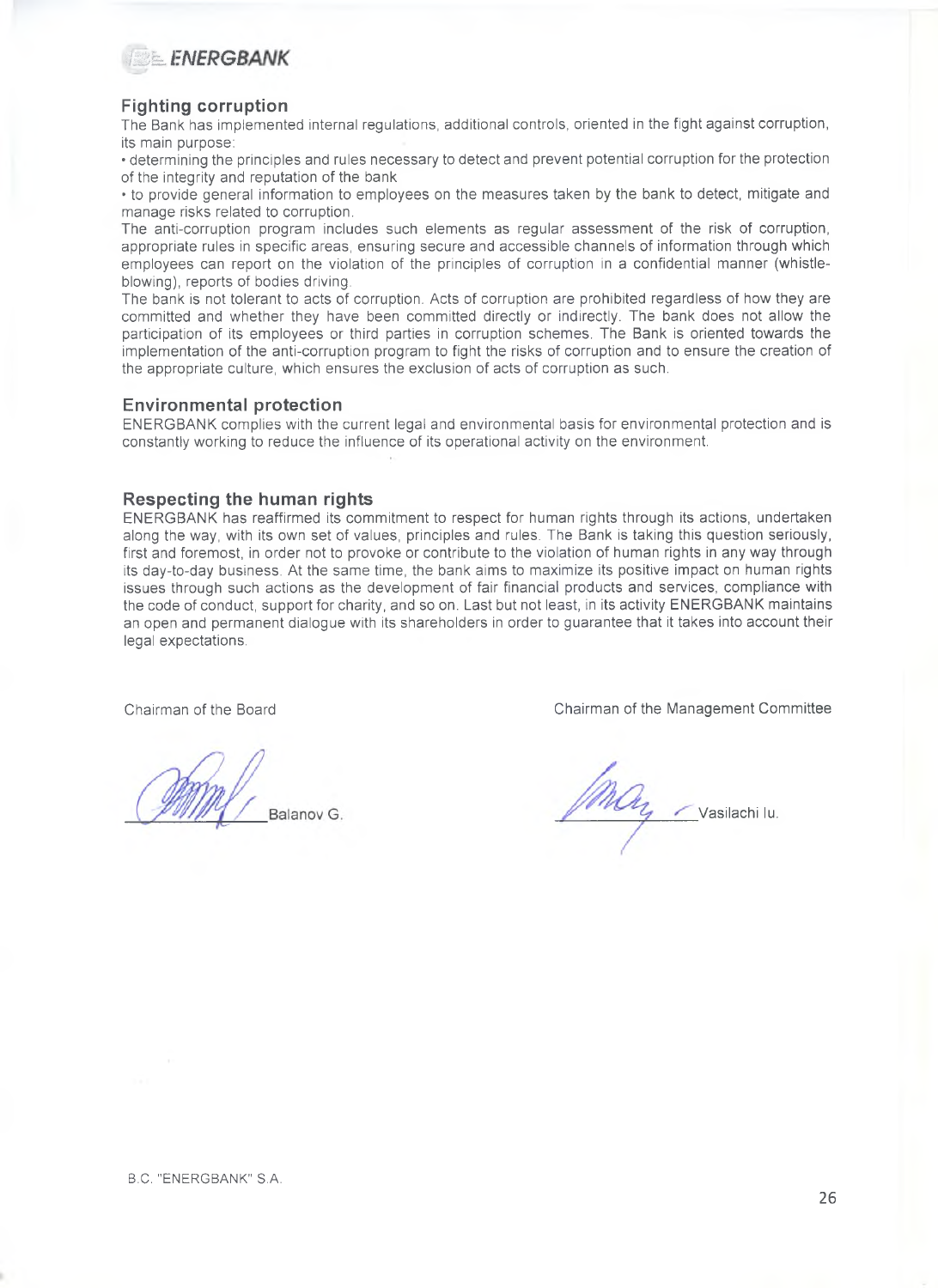## Fighting corruption

The Bank has implemented internal regulations, additional controls, oriented in the fight against corruption, its main purpose:

• determining the principles and rules necessary to detect and prevent potential corruption for the protection of the integrity and reputation of the bank

• to provide general information to employees on the measures taken by the bank to detect, mitigate and manage risks related to corruption.

The anti-corruption program includes such elements as regular assessment of the risk of corruption, appropriate rules in specific areas, ensuring secure and accessible channels of information through which employees can report on the violation of the principles of corruption in a confidential manner (whistle-blowing), reports of bodies driving.

The bank is not tolerant to acts of corruption. Acts of corruption are prohibited regardless of how they are committed and whether they have been committed directly or indirectly. The bank does not allow the participation of its employees or third parties in corruption schemes. The Bank is oriented towards the implementation of the anti-corruption program to fight the risks of corruption and to ensure the creation of the appropriate culture, which ensures the exclusion of acts of corruption as such.

## Environmental protection

ENERGBANK complies with the current legal and environmental basis for environmental protection and is constantly working to reduce the influence of its operational activity on the environment.

## Respecting the human rights

ENERGBANK has reaffirmed its commitment to respect for human rights through its actions, undertaken along the way, with its own set of values, principles and rules. The Bank is taking this question seriously, first and foremost, in order not to provoke or contribute to the violation of human rights in any way through its day-to-day business. At the same time, the bank aims to maximize its positive impact on human rights issues through such actions as the development of fair financial products and services, compliance with the code of conduct, support for charity, and so on. Last but not least, in its activity ENERGBANK maintains an open and permanent dialogue with its shareholders in order to guarantee that it takes into account their legal expectations.

Chairman of the Board

Balanov G.

Chairman of the Management Committee

Vasilachi Iu.

B.C. "ENERGBANK" S.A.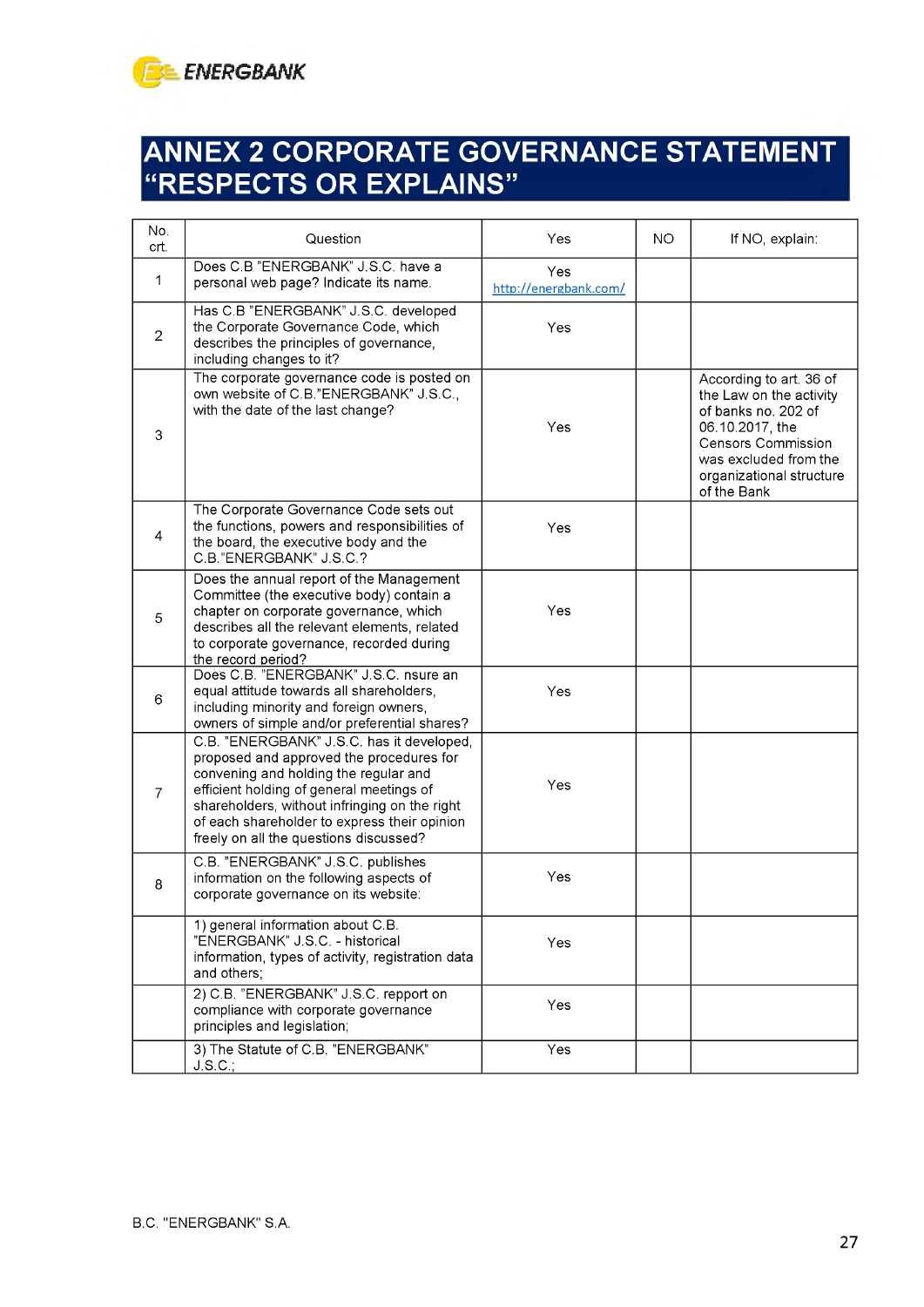# ANNEX 2 CORPORATE GOVERNANCE STATEMENT "RESPECTS OR EXPLAINS"

| No. crt. | Question | Yes | NO | If NO, explain: |
|---|---|---|---|---|
| 1 | Does C.B "ENERGBANK" J.S.C. have a personal web page? Indicate its name. | Yes http://energbank.com/ | | |
| 2 | Has C.B "ENERGBANK" J.S.C. developed the Corporate Governance Code, which describes the principles of governance, including changes to it? | Yes | | |
| 3 | The corporate governance code is posted on own website of C.B."ENERGBANK" J.S.C., with the date of the last change? | Yes | | According to art. 36 of the Law on the activity of banks no. 202 of 06.10.2017, the Censors Commission was excluded from the organizational structure of the Bank |
| 4 | The Corporate Governance Code sets out the functions, powers and responsibilities of the board, the executive body and the C.B."ENERGBANK" J.S.C.? | Yes | | |
| 5 | Does the annual report of the Management Committee (the executive body) contain a chapter on corporate governance, which describes all the relevant elements, related to corporate governance, recorded during the record period? | Yes | | |
| 6 | Does C.B. "ENERGBANK" J.S.C. nsure an equal attitude towards all shareholders, including minority and foreign owners, owners of simple and/or preferential shares? | Yes | | |
| 7 | C.B. "ENERGBANK" J.S.C. has it developed, proposed and approved the procedures for convening and holding the regular and efficient holding of general meetings of shareholders, without infringing on the right of each shareholder to express their opinion freely on all the questions discussed? | Yes | | |
| 8 | C.B. "ENERGBANK" J.S.C. publishes information on the following aspects of corporate governance on its website: | Yes | | |
| | 1) general information about C.B. "ENERGBANK" J.S.C. - historical information, types of activity, registration data and others; | Yes | | |
| | 2) C.B. "ENERGBANK" J.S.C. repport on compliance with corporate governance principles and legislation; | Yes | | |
| | 3) The Statute of C.B. "ENERGBANK" J.S.C.; | Yes | | |

B.C. "ENERGBANK" S.A.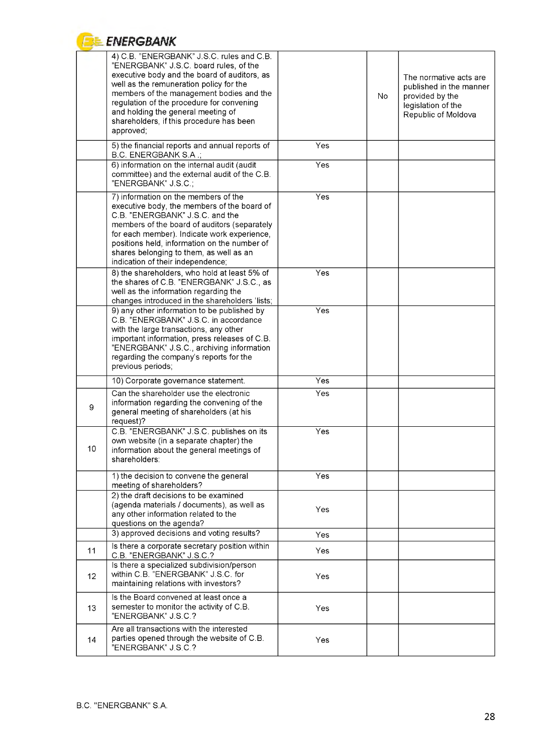| | | | | |
|---|---|---|---|---|
| | 4) C.B. "ENERGBANK" J.S.C. rules and C.B. "ENERGBANK" J.S.C. board rules, of the executive body and the board of auditors, as well as the remuneration policy for the members of the management bodies and the regulation of the procedure for convening and holding the general meeting of shareholders, if this procedure has been approved; | | No | The normative acts are published in the manner provided by the legislation of the Republic of Moldova |
| | 5) the financial reports and annual reports of B.C. ENERGBANK S.A .; | Yes | | |
| | 6) information on the internal audit (audit committee) and the external audit of the C.B. "ENERGBANK" J.S.C.; | Yes | | |
| | 7) information on the members of the executive body, the members of the board of C.B. "ENERGBANK" J.S.C. and the members of the board of auditors (separately for each member). Indicate work experience, positions held, information on the number of shares belonging to them, as well as an indication of their independence; | Yes | | |
| | 8) the shareholders, who hold at least 5% of the shares of C.B. "ENERGBANK" J.S.C., as well as the information regarding the changes introduced in the shareholders 'lists; | Yes | | |
| | 9) any other information to be published by C.B. "ENERGBANK" J.S.C. in accordance with the large transactions, any other important information, press releases of C.B. "ENERGBANK" J.S.C., archiving information regarding the company's reports for the previous periods; | Yes | | |
| | 10) Corporate governance statement. | Yes | | |
| 9 | Can the shareholder use the electronic information regarding the convening of the general meeting of shareholders (at his request)? | Yes | | |
| 10 | C.B. "ENERGBANK" J.S.C. publishes on its own website (in a separate chapter) the information about the general meetings of shareholders: | Yes | | |
| | 1) the decision to convene the general meeting of shareholders? | Yes | | |
| | 2) the draft decisions to be examined (agenda materials / documents), as well as any other information related to the questions on the agenda? | Yes | | |
| | 3) approved decisions and voting results? | Yes | | |
| 11 | Is there a corporate secretary position within C.B. "ENERGBANK" J.S.C.? | Yes | | |
| 12 | Is there a specialized subdivision/person within C.B. "ENERGBANK" J.S.C. for maintaining relations with investors? | Yes | | |
| 13 | Is the Board convened at least once a semester to monitor the activity of C.B. "ENERGBANK" J.S.C.? | Yes | | |
| 14 | Are all transactions with the interested parties opened through the website of C.B. "ENERGBANK" J.S.C.? | Yes | | |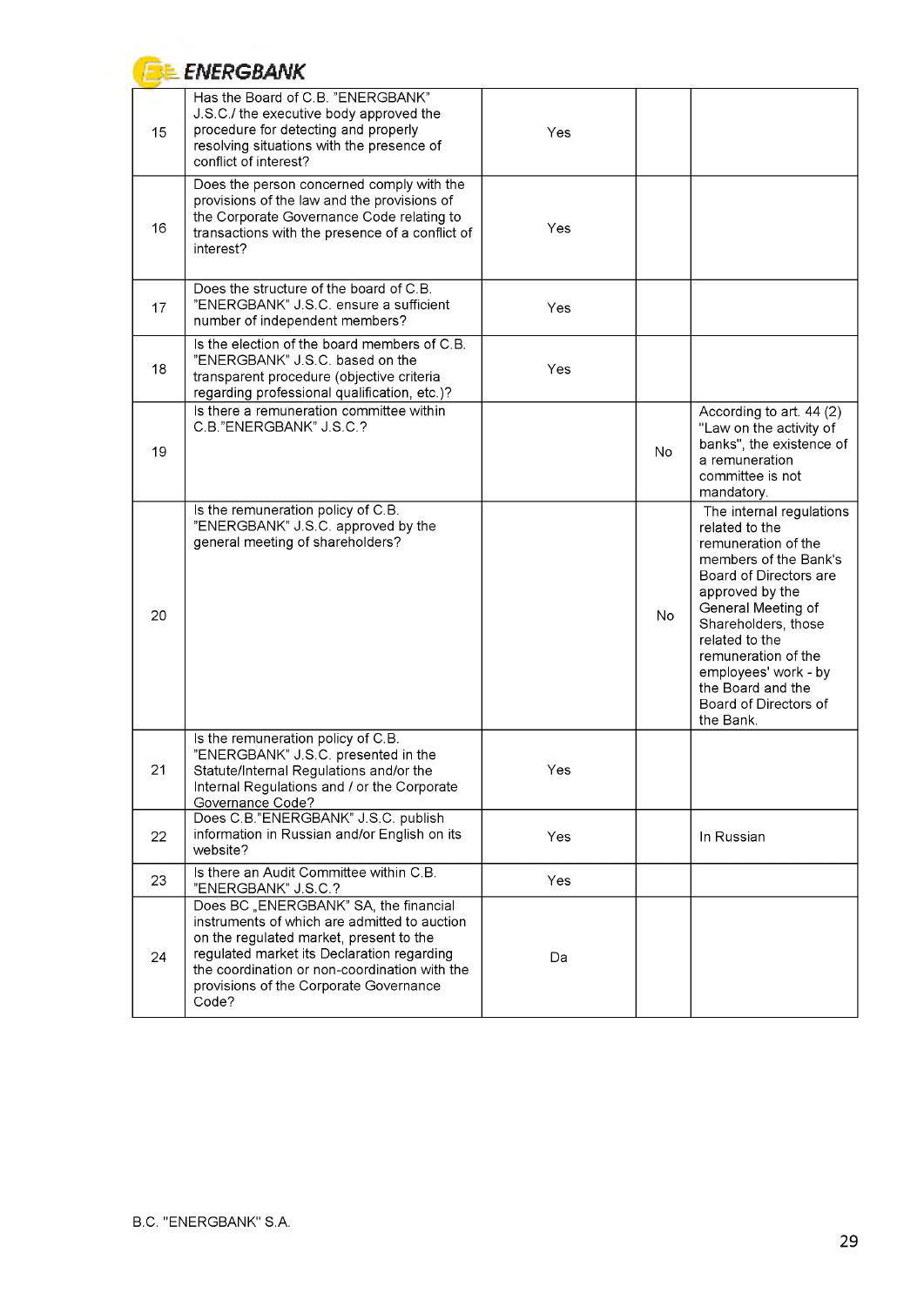| | | | | |
|---|---|---|---|---|
| 15 | Has the Board of C.B. "ENERGBANK" J.S.C./ the executive body approved the procedure for detecting and properly resolving situations with the presence of conflict of interest? | Yes | | |
| 16 | Does the person concerned comply with the provisions of the law and the provisions of the Corporate Governance Code relating to transactions with the presence of a conflict of interest? | Yes | | |
| 17 | Does the structure of the board of C.B. "ENERGBANK" J.S.C. ensure a sufficient number of independent members? | Yes | | |
| 18 | Is the election of the board members of C.B. "ENERGBANK" J.S.C. based on the transparent procedure (objective criteria regarding professional qualification, etc.)? | Yes | | |
| 19 | Is there a remuneration committee within C.B."ENERGBANK" J.S.C.? | | No | According to art. 44 (2) "Law on the activity of banks", the existence of a remuneration committee is not mandatory. |
| 20 | Is the remuneration policy of C.B. "ENERGBANK" J.S.C. approved by the general meeting of shareholders? | | No | The internal regulations related to the remuneration of the members of the Bank's Board of Directors are approved by the General Meeting of Shareholders, those related to the remuneration of the employees' work - by the Board and the Board of Directors of the Bank. |
| 21 | Is the remuneration policy of C.B. "ENERGBANK" J.S.C. presented in the Statute/Internal Regulations and/or the Internal Regulations and / or the Corporate Governance Code? | Yes | | |
| 22 | Does C.B."ENERGBANK" J.S.C. publish information in Russian and/or English on its website? | Yes | | In Russian |
| 23 | Is there an Audit Committee within C.B. "ENERGBANK" J.S.C.? | Yes | | |
| 24 | Does BC „ENERGBANK" SA, the financial instruments of which are admitted to auction on the regulated market, present to the regulated market its Declaration regarding the coordination or non-coordination with the provisions of the Corporate Governance Code? | Da | | |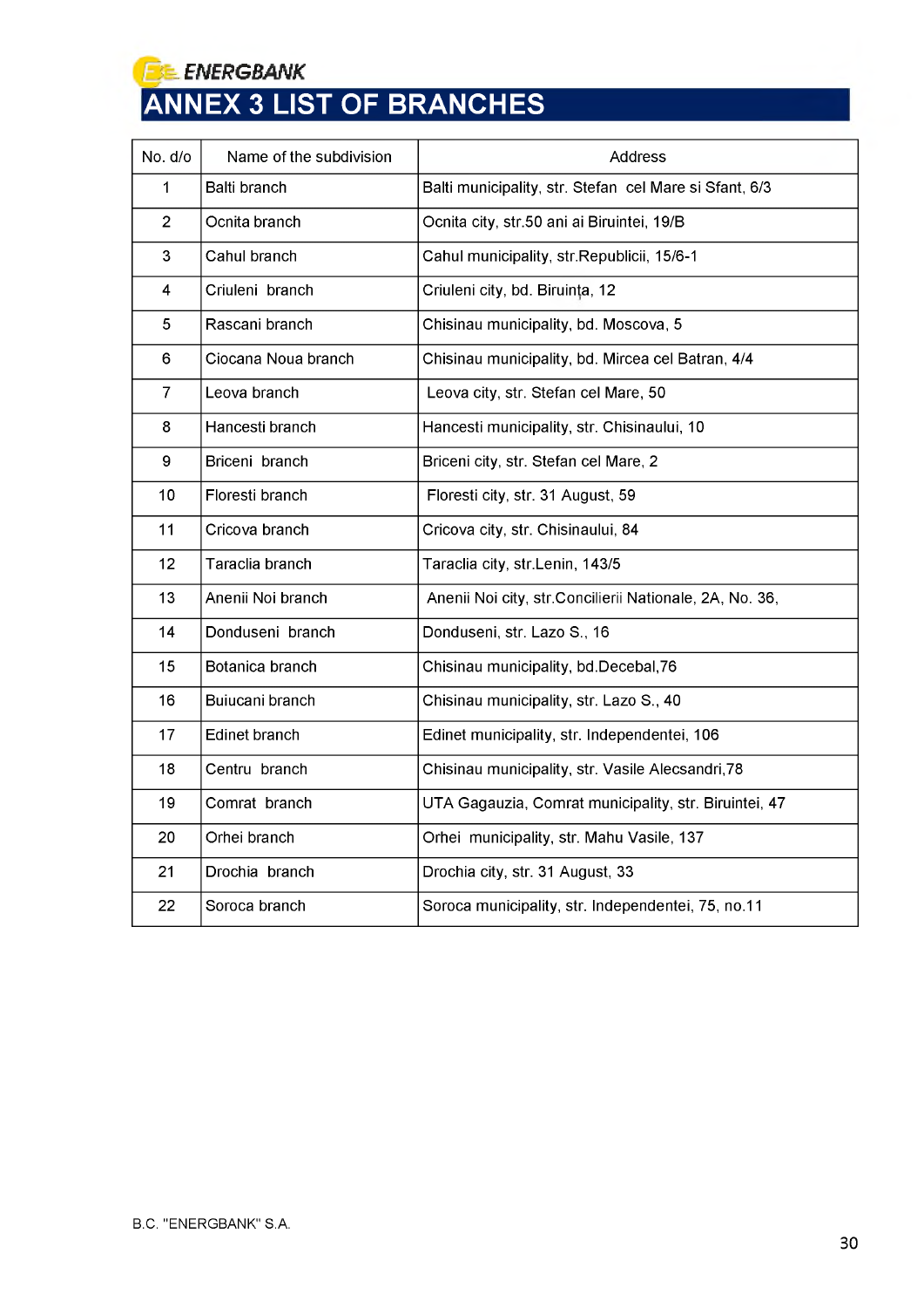ENERGBANK

# ANNEX 3 LIST OF BRANCHES

| No. d/o | Name of the subdivision | Address |
|---|---|---|
| 1 | Balti branch | Balti municipality, str. Stefan cel Mare si Sfant, 6/3 |
| 2 | Ocnita branch | Ocnita city, str.50 ani ai Biruintei, 19/B |
| 3 | Cahul branch | Cahul municipality, str.Republicii, 15/6-1 |
| 4 | Criuleni branch | Criuleni city, bd. Biruința, 12 |
| 5 | Rascani branch | Chisinau municipality, bd. Moscova, 5 |
| 6 | Ciocana Noua branch | Chisinau municipality, bd. Mircea cel Batran, 4/4 |
| 7 | Leova branch | Leova city, str. Stefan cel Mare, 50 |
| 8 | Hancesti branch | Hancesti municipality, str. Chisinaului, 10 |
| 9 | Briceni branch | Briceni city, str. Stefan cel Mare, 2 |
| 10 | Floresti branch | Floresti city, str. 31 August, 59 |
| 11 | Cricova branch | Cricova city, str. Chisinaului, 84 |
| 12 | Taraclia branch | Taraclia city, str.Lenin, 143/5 |
| 13 | Anenii Noi branch | Anenii Noi city, str.Concilierii Nationale, 2A, No. 36, |
| 14 | Donduseni branch | Donduseni, str. Lazo S., 16 |
| 15 | Botanica branch | Chisinau municipality, bd.Decebal,76 |
| 16 | Buiucani branch | Chisinau municipality, str. Lazo S., 40 |
| 17 | Edinet branch | Edinet municipality, str. Independentei, 106 |
| 18 | Centru branch | Chisinau municipality, str. Vasile Alecsandri,78 |
| 19 | Comrat branch | UTA Gagauzia, Comrat municipality, str. Biruintei, 47 |
| 20 | Orhei branch | Orhei municipality, str. Mahu Vasile, 137 |
| 21 | Drochia branch | Drochia city, str. 31 August, 33 |
| 22 | Soroca branch | Soroca municipality, str. Independentei, 75, no.11 |